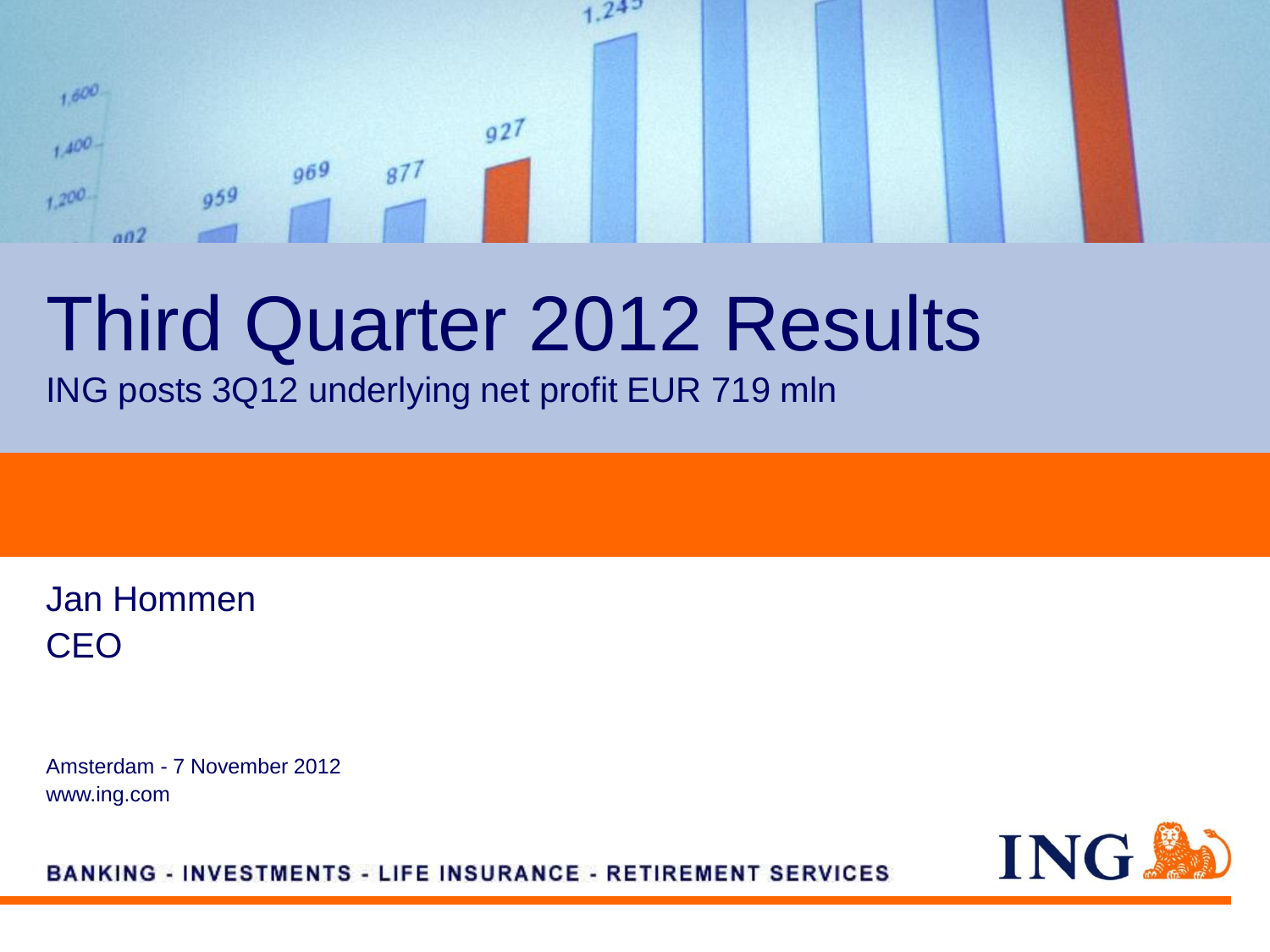# Third Quarter 2012 Results

ING posts 3Q12 underlying net profit EUR 719 mln

Jan Hommen
CEO

Amsterdam - 7 November 2012
www.ing.com

BANKING - INVESTMENTS - LIFE INSURANCE - RETIREMENT SERVICES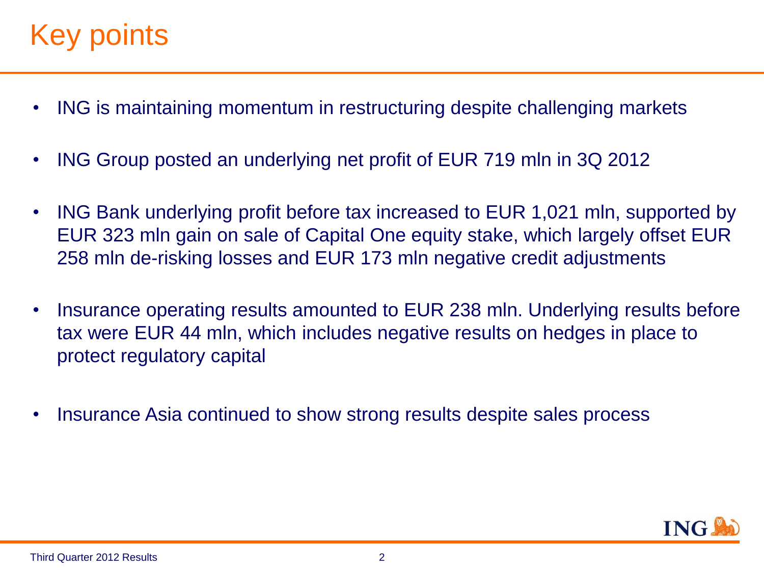# Key points

- ING is maintaining momentum in restructuring despite challenging markets
- ING Group posted an underlying net profit of EUR 719 mln in 3Q 2012
- ING Bank underlying profit before tax increased to EUR 1,021 mln, supported by EUR 323 mln gain on sale of Capital One equity stake, which largely offset EUR 258 mln de-risking losses and EUR 173 mln negative credit adjustments
- Insurance operating results amounted to EUR 238 mln. Underlying results before tax were EUR 44 mln, which includes negative results on hedges in place to protect regulatory capital
- Insurance Asia continued to show strong results despite sales process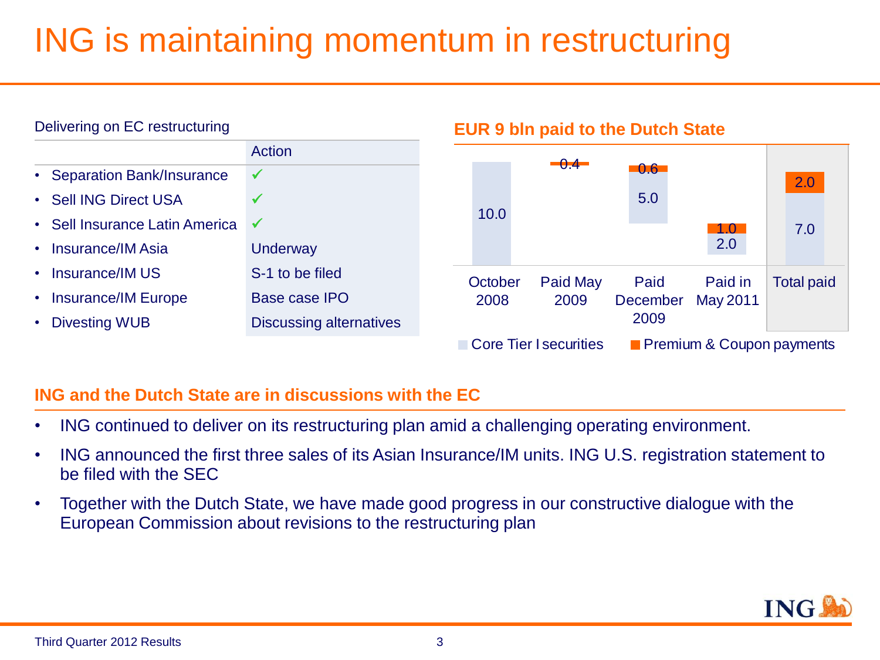# ING is maintaining momentum in restructuring

Delivering on EC restructuring

| | Action |
|---|---|
| • Separation Bank/Insurance | ✓ |
| • Sell ING Direct USA | ✓ |
| • Sell Insurance Latin America | ✓ |
| • Insurance/IM Asia | Underway |
| • Insurance/IM US | S-1 to be filed |
| • Insurance/IM Europe | Base case IPO |
| • Divesting WUB | Discussing alternatives |

**EUR 9 bln paid to the Dutch State**

| | October 2008 | Paid May 2009 | Paid December 2009 | Paid in May 2011 | Total paid |
|---|---|---|---|---|---|
| Core Tier I securities | 10.0 | | 5.0 | 2.0 | 7.0 |
| Premium & Coupon payments | | 0.4 | 0.6 | 1.0 | 2.0 |

## ING and the Dutch State are in discussions with the EC

- ING continued to deliver on its restructuring plan amid a challenging operating environment.
- ING announced the first three sales of its Asian Insurance/IM units. ING U.S. registration statement to be filed with the SEC
- Together with the Dutch State, we have made good progress in our constructive dialogue with the European Commission about revisions to the restructuring plan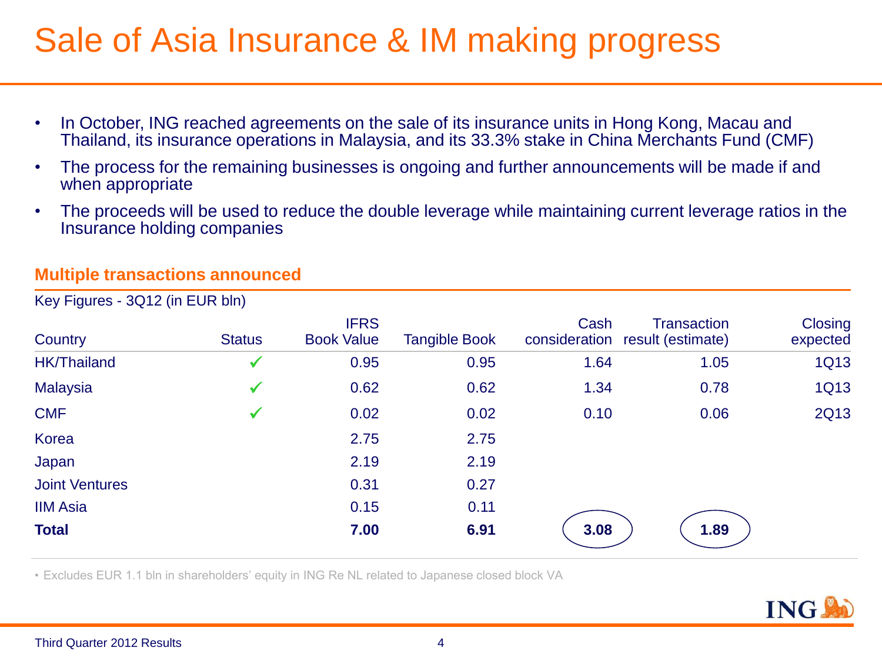# Sale of Asia Insurance & IM making progress

- In October, ING reached agreements on the sale of its insurance units in Hong Kong, Macau and Thailand, its insurance operations in Malaysia, and its 33.3% stake in China Merchants Fund (CMF)
- The process for the remaining businesses is ongoing and further announcements will be made if and when appropriate
- The proceeds will be used to reduce the double leverage while maintaining current leverage ratios in the Insurance holding companies

## Multiple transactions announced

Key Figures - 3Q12 (in EUR bln)

| Country | Status | IFRS Book Value | Tangible Book | Cash consideration | Transaction result (estimate) | Closing expected |
|---|---|---|---|---|---|---|
| HK/Thailand | ✓ | 0.95 | 0.95 | 1.64 | 1.05 | 1Q13 |
| Malaysia | ✓ | 0.62 | 0.62 | 1.34 | 0.78 | 1Q13 |
| CMF | ✓ | 0.02 | 0.02 | 0.10 | 0.06 | 2Q13 |
| Korea | | 2.75 | 2.75 | | | |
| Japan | | 2.19 | 2.19 | | | |
| Joint Ventures | | 0.31 | 0.27 | | | |
| IIM Asia | | 0.15 | 0.11 | | | |
| **Total** | | **7.00** | **6.91** | **3.08** | **1.89** | |

• Excludes EUR 1.1 bln in shareholders' equity in ING Re NL related to Japanese closed block VA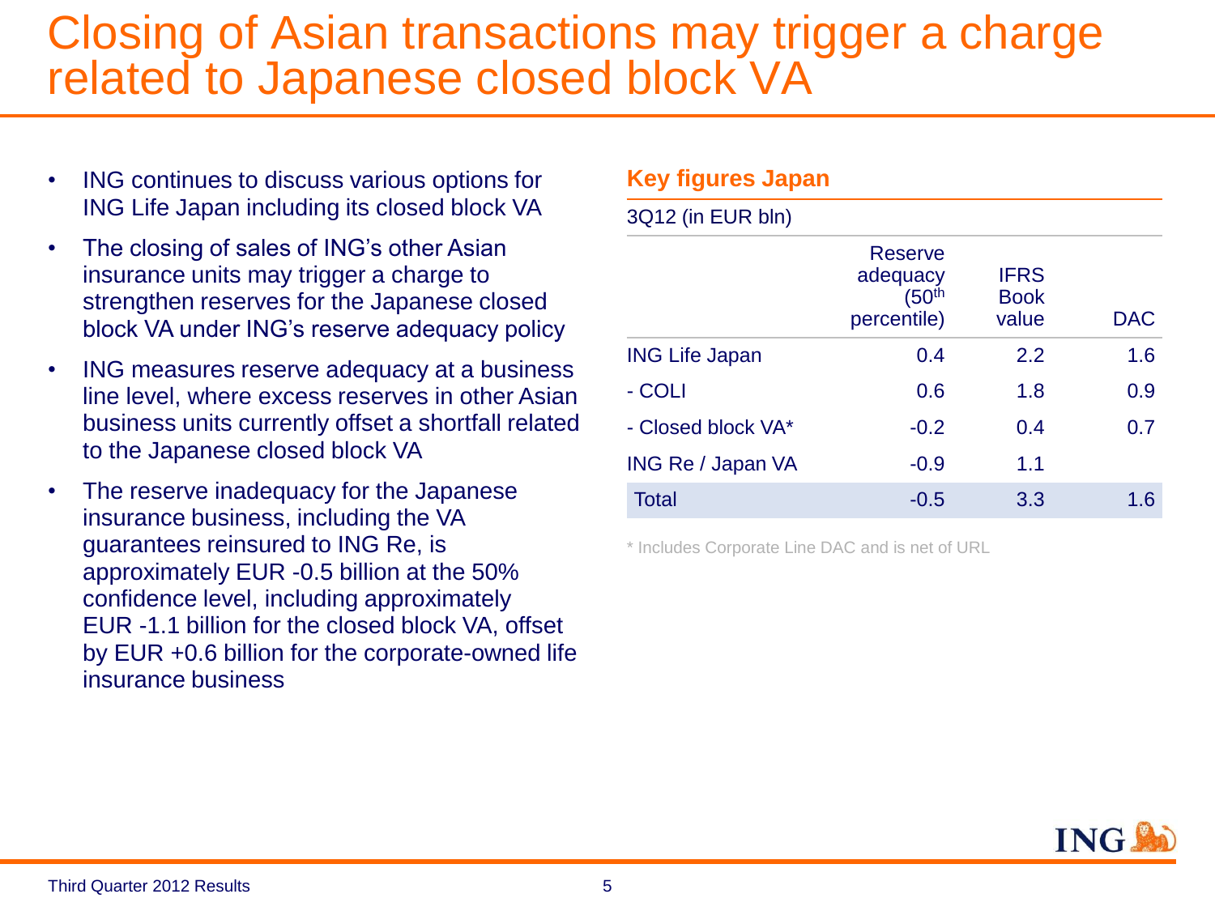# Closing of Asian transactions may trigger a charge related to Japanese closed block VA

- ING continues to discuss various options for ING Life Japan including its closed block VA
- The closing of sales of ING's other Asian insurance units may trigger a charge to strengthen reserves for the Japanese closed block VA under ING's reserve adequacy policy
- ING measures reserve adequacy at a business line level, where excess reserves in other Asian business units currently offset a shortfall related to the Japanese closed block VA
- The reserve inadequacy for the Japanese insurance business, including the VA guarantees reinsured to ING Re, is approximately EUR -0.5 billion at the 50% confidence level, including approximately EUR -1.1 billion for the closed block VA, offset by EUR +0.6 billion for the corporate-owned life insurance business

## Key figures Japan

3Q12 (in EUR bln)

| | Reserve adequacy (50th percentile) | IFRS Book value | DAC |
|---|---|---|---|
| ING Life Japan | 0.4 | 2.2 | 1.6 |
| - COLI | 0.6 | 1.8 | 0.9 |
| - Closed block VA* | -0.2 | 0.4 | 0.7 |
| ING Re / Japan VA | -0.9 | 1.1 | |
| Total | -0.5 | 3.3 | 1.6 |

* Includes Corporate Line DAC and is net of URL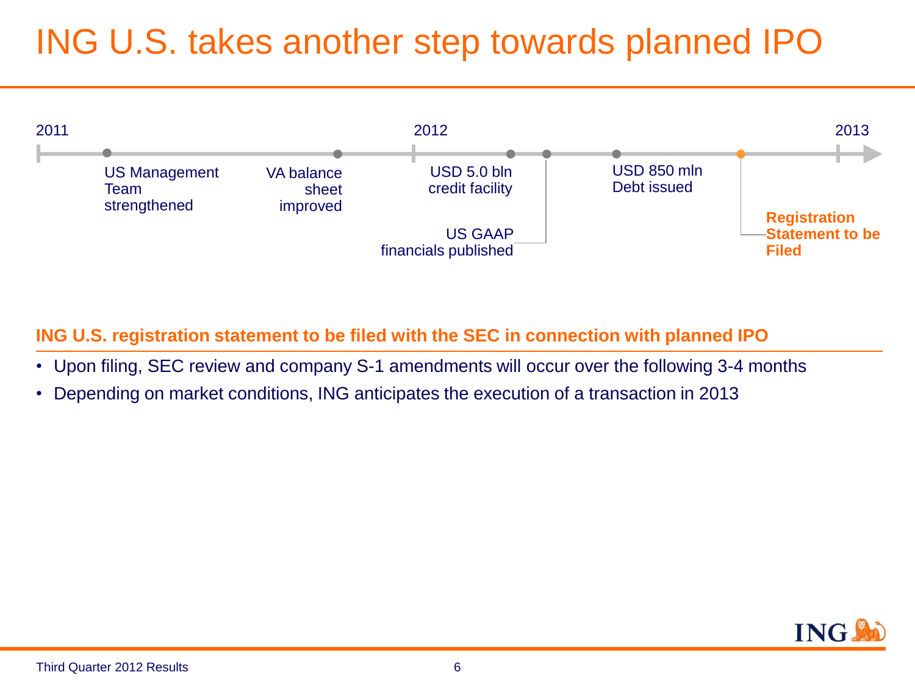# ING U.S. takes another step towards planned IPO

2011 — 2012 — 2013

- US Management Team strengthened
- VA balance sheet improved
- USD 5.0 bln credit facility
- US GAAP financials published
- USD 850 mln Debt issued
- **Registration Statement to be Filed**

**ING U.S. registration statement to be filed with the SEC in connection with planned IPO**

- Upon filing, SEC review and company S-1 amendments will occur over the following 3-4 months
- Depending on market conditions, ING anticipates the execution of a transaction in 2013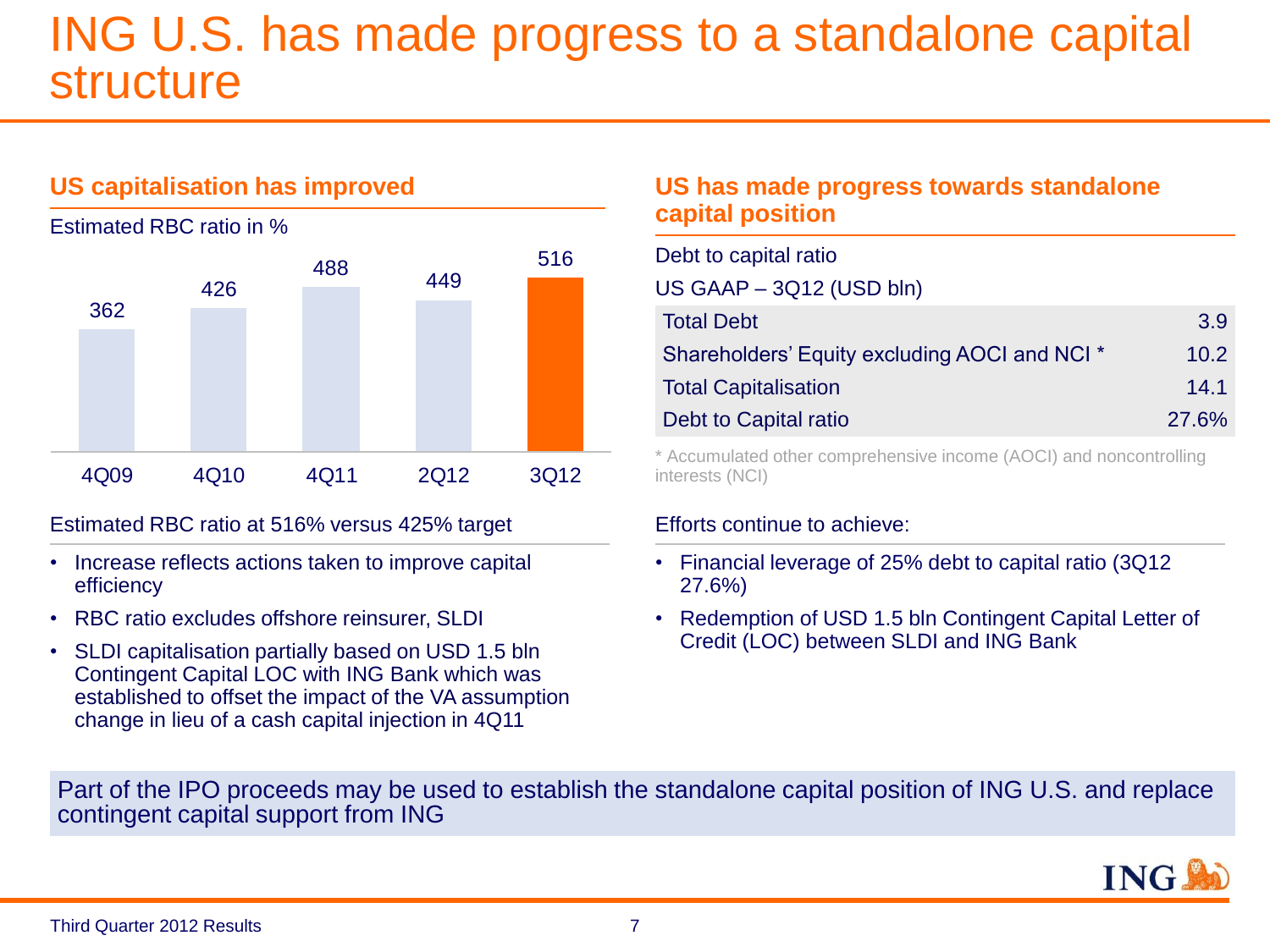# ING U.S. has made progress to a standalone capital structure

## US capitalisation has improved

Estimated RBC ratio in %

| 4Q09 | 4Q10 | 4Q11 | 2Q12 | 3Q12 |
|---|---|---|---|---|
| 362 | 426 | 488 | 449 | 516 |

Estimated RBC ratio at 516% versus 425% target

- Increase reflects actions taken to improve capital efficiency
- RBC ratio excludes offshore reinsurer, SLDI
- SLDI capitalisation partially based on USD 1.5 bln Contingent Capital LOC with ING Bank which was established to offset the impact of the VA assumption change in lieu of a cash capital injection in 4Q11

## US has made progress towards standalone capital position

Debt to capital ratio

US GAAP – 3Q12 (USD bln)

| | |
|---|---|
| Total Debt | 3.9 |
| Shareholders' Equity excluding AOCI and NCI * | 10.2 |
| Total Capitalisation | 14.1 |
| Debt to Capital ratio | 27.6% |

* Accumulated other comprehensive income (AOCI) and noncontrolling interests (NCI)

Efforts continue to achieve:

- Financial leverage of 25% debt to capital ratio (3Q12 27.6%)
- Redemption of USD 1.5 bln Contingent Capital Letter of Credit (LOC) between SLDI and ING Bank

Part of the IPO proceeds may be used to establish the standalone capital position of ING U.S. and replace contingent capital support from ING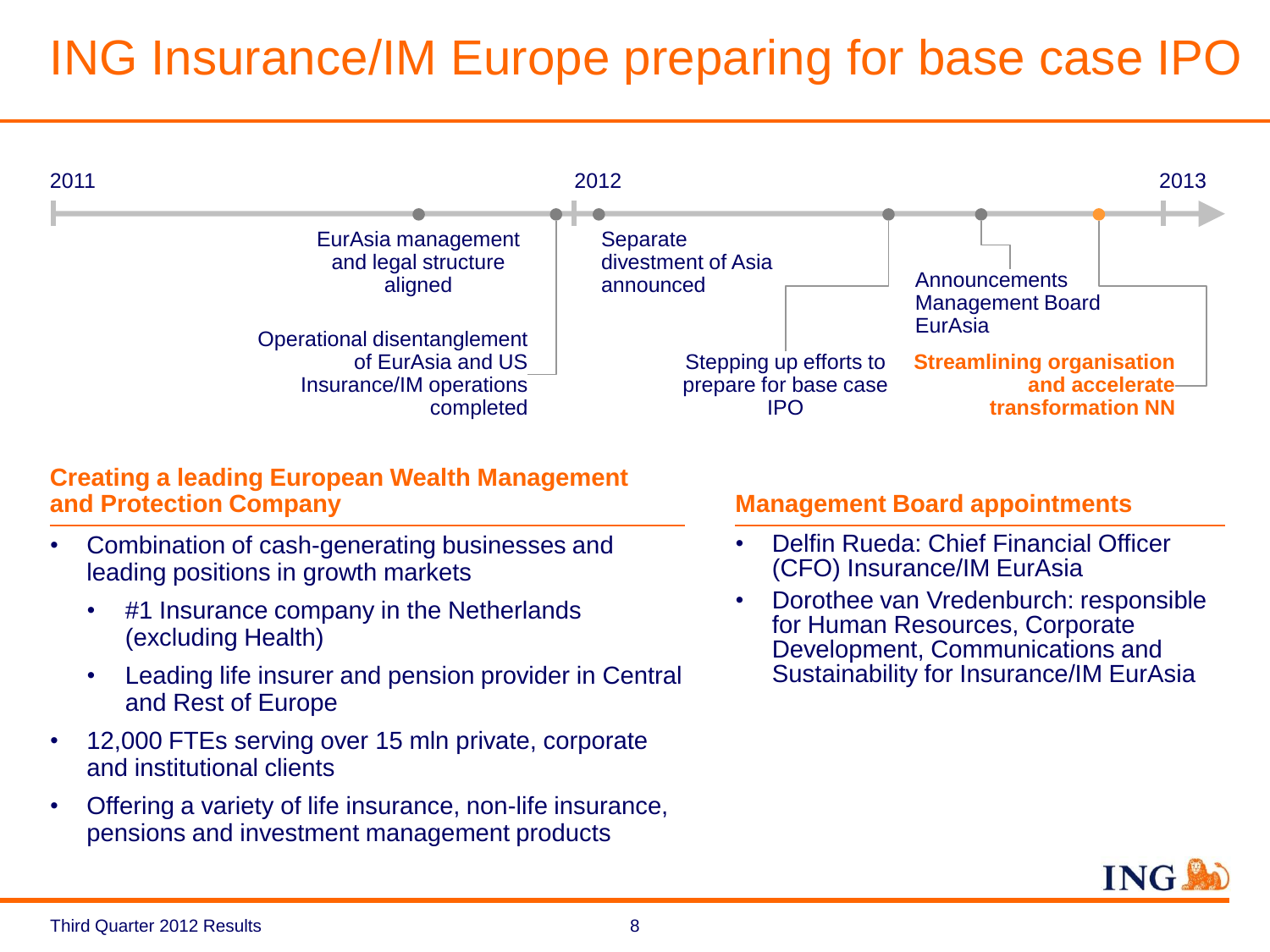# ING Insurance/IM Europe preparing for base case IPO

**2011**

- EurAsia management and legal structure aligned
- Operational disentanglement of EurAsia and US Insurance/IM operations completed

**2012**

- Separate divestment of Asia announced
- Stepping up efforts to prepare for base case IPO
- Announcements Management Board EurAsia
- **Streamlining organisation and accelerate transformation NN**

**2013**

## Creating a leading European Wealth Management and Protection Company

- Combination of cash-generating businesses and leading positions in growth markets
  - #1 Insurance company in the Netherlands (excluding Health)
  - Leading life insurer and pension provider in Central and Rest of Europe
- 12,000 FTEs serving over 15 mln private, corporate and institutional clients
- Offering a variety of life insurance, non-life insurance, pensions and investment management products

## Management Board appointments

- Delfin Rueda: Chief Financial Officer (CFO) Insurance/IM EurAsia
- Dorothee van Vredenburch: responsible for Human Resources, Corporate Development, Communications and Sustainability for Insurance/IM EurAsia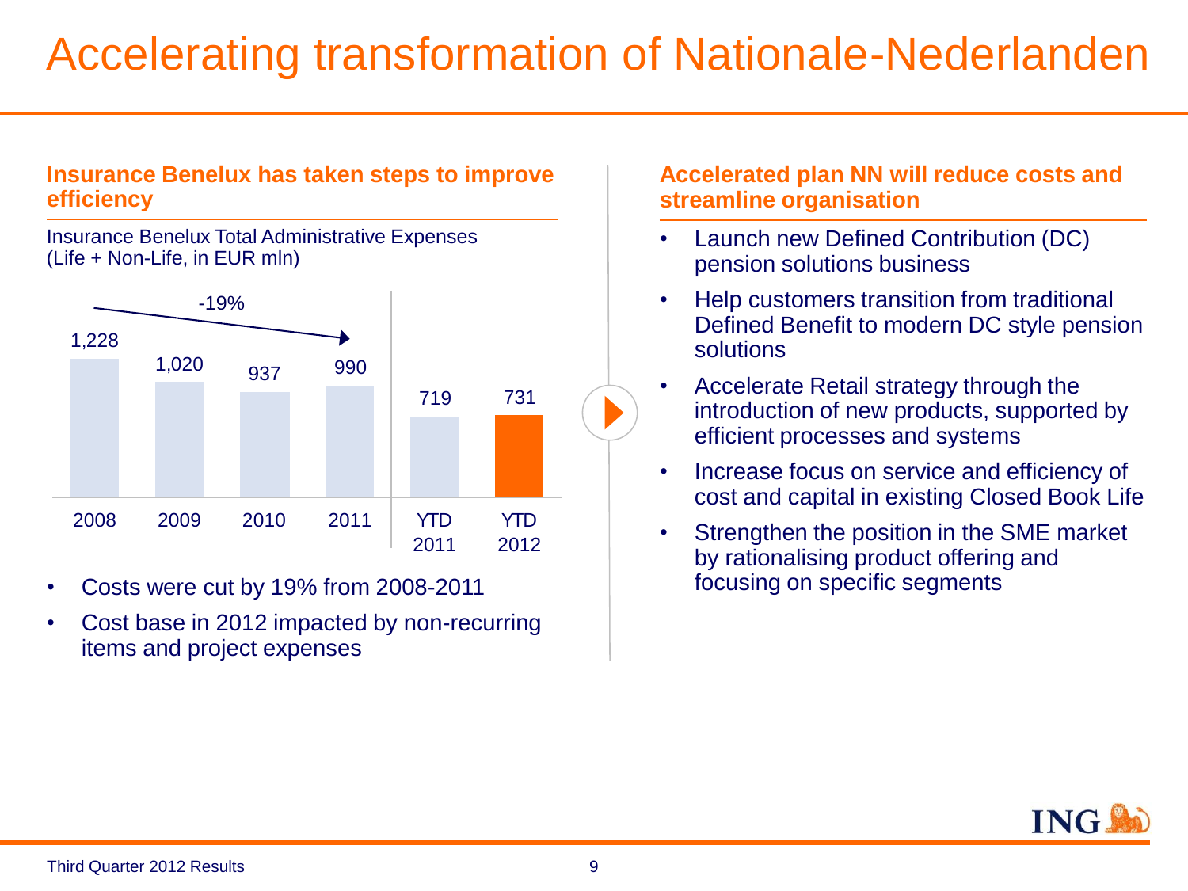# Accelerating transformation of Nationale-Nederlanden

## Insurance Benelux has taken steps to improve efficiency

Insurance Benelux Total Administrative Expenses (Life + Non-Life, in EUR mln)

| 2008 | 2009 | 2010 | 2011 | YTD 2011 | YTD 2012 |
|---|---|---|---|---|---|
| 1,228 | 1,020 | 937 | 990 | 719 | 731 |

-19% (2008–2011)

- Costs were cut by 19% from 2008-2011
- Cost base in 2012 impacted by non-recurring items and project expenses

## Accelerated plan NN will reduce costs and streamline organisation

- Launch new Defined Contribution (DC) pension solutions business
- Help customers transition from traditional Defined Benefit to modern DC style pension solutions
- Accelerate Retail strategy through the introduction of new products, supported by efficient processes and systems
- Increase focus on service and efficiency of cost and capital in existing Closed Book Life
- Strengthen the position in the SME market by rationalising product offering and focusing on specific segments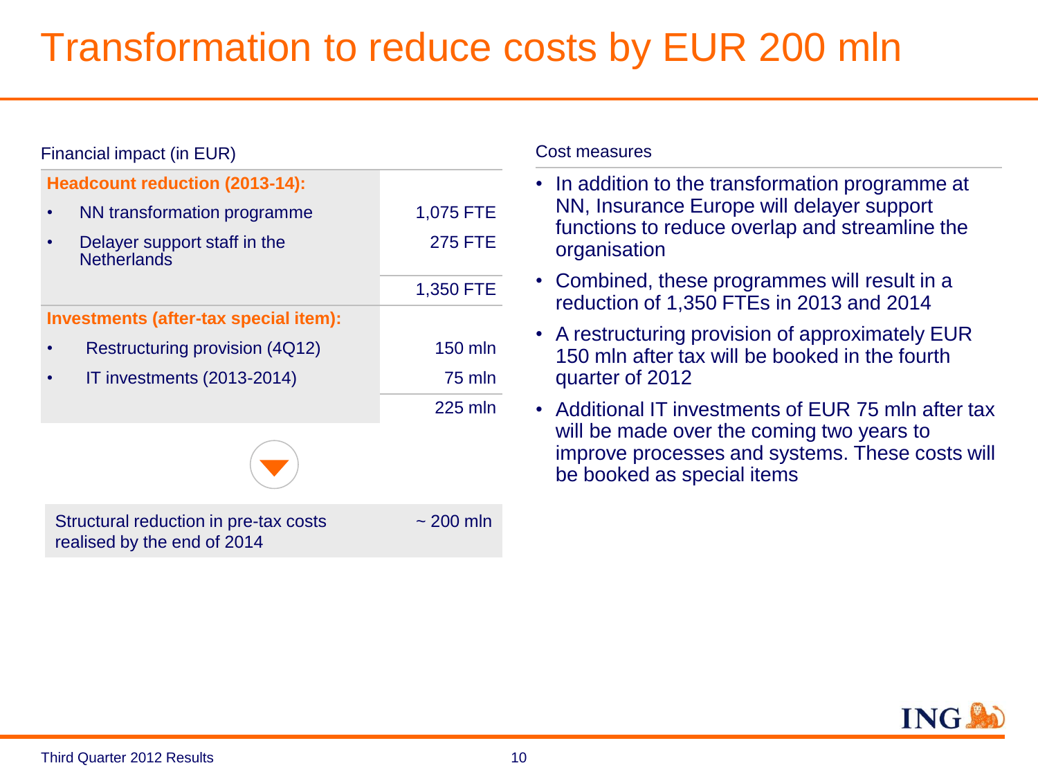# Transformation to reduce costs by EUR 200 mln

Financial impact (in EUR)

| **Headcount reduction (2013-14):** | |
|---|---|
| • NN transformation programme | 1,075 FTE |
| • Delayer support staff in the Netherlands | 275 FTE |
| | 1,350 FTE |
| **Investments (after-tax special item):** | |
| • Restructuring provision (4Q12) | 150 mln |
| • IT investments (2013-2014) | 75 mln |
| | 225 mln |

| Structural reduction in pre-tax costs realised by the end of 2014 | ~ 200 mln |
|---|---|

Cost measures

- In addition to the transformation programme at NN, Insurance Europe will delayer support functions to reduce overlap and streamline the organisation
- Combined, these programmes will result in a reduction of 1,350 FTEs in 2013 and 2014
- A restructuring provision of approximately EUR 150 mln after tax will be booked in the fourth quarter of 2012
- Additional IT investments of EUR 75 mln after tax will be made over the coming two years to improve processes and systems. These costs will be booked as special items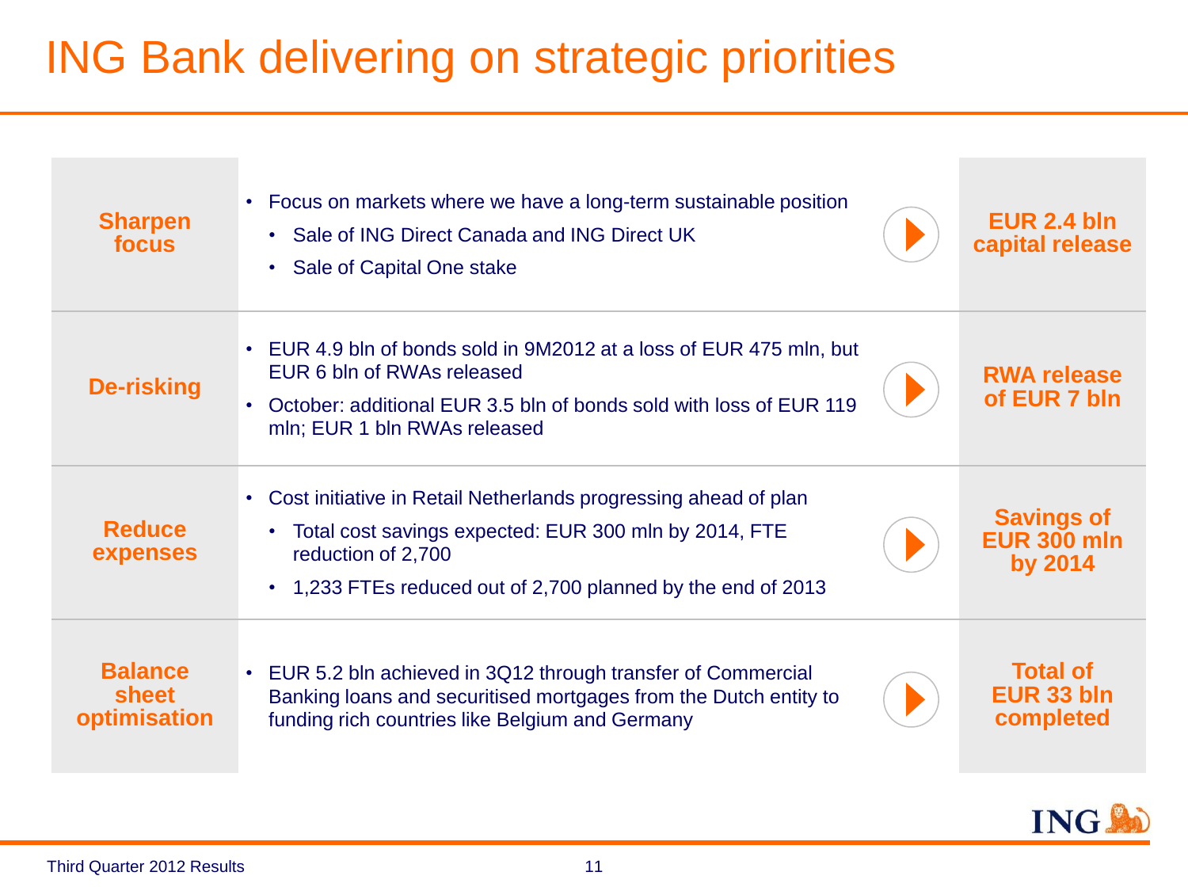# ING Bank delivering on strategic priorities

| Priority | Details | Outcome |
| --- | --- | --- |
| **Sharpen focus** | • Focus on markets where we have a long-term sustainable position<br>  • Sale of ING Direct Canada and ING Direct UK<br>  • Sale of Capital One stake | **EUR 2.4 bln capital release** |
| **De-risking** | • EUR 4.9 bln of bonds sold in 9M2012 at a loss of EUR 475 mln, but EUR 6 bln of RWAs released<br>• October: additional EUR 3.5 bln of bonds sold with loss of EUR 119 mln; EUR 1 bln RWAs released | **RWA release of EUR 7 bln** |
| **Reduce expenses** | • Cost initiative in Retail Netherlands progressing ahead of plan<br>  • Total cost savings expected: EUR 300 mln by 2014, FTE reduction of 2,700<br>  • 1,233 FTEs reduced out of 2,700 planned by the end of 2013 | **Savings of EUR 300 mln by 2014** |
| **Balance sheet optimisation** | • EUR 5.2 bln achieved in 3Q12 through transfer of Commercial Banking loans and securitised mortgages from the Dutch entity to funding rich countries like Belgium and Germany | **Total of EUR 33 bln completed** |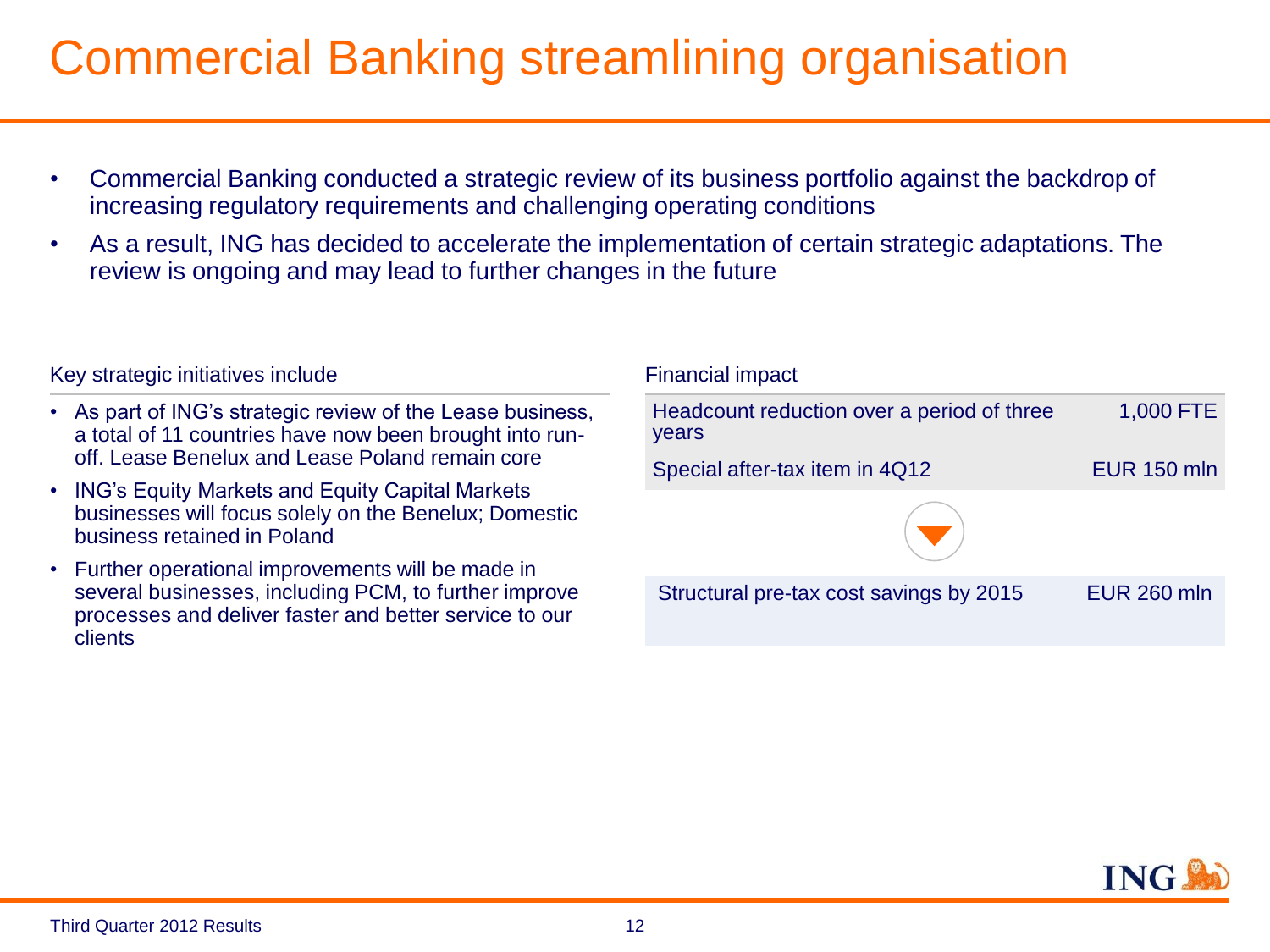# Commercial Banking streamlining organisation

- Commercial Banking conducted a strategic review of its business portfolio against the backdrop of increasing regulatory requirements and challenging operating conditions
- As a result, ING has decided to accelerate the implementation of certain strategic adaptations. The review is ongoing and may lead to further changes in the future

### Key strategic initiatives include

- As part of ING's strategic review of the Lease business, a total of 11 countries have now been brought into run-off. Lease Benelux and Lease Poland remain core
- ING's Equity Markets and Equity Capital Markets businesses will focus solely on the Benelux; Domestic business retained in Poland
- Further operational improvements will be made in several businesses, including PCM, to further improve processes and deliver faster and better service to our clients

### Financial impact

| | |
|---|---|
| Headcount reduction over a period of three years | 1,000 FTE |
| Special after-tax item in 4Q12 | EUR 150 mln |
| Structural pre-tax cost savings by 2015 | EUR 260 mln |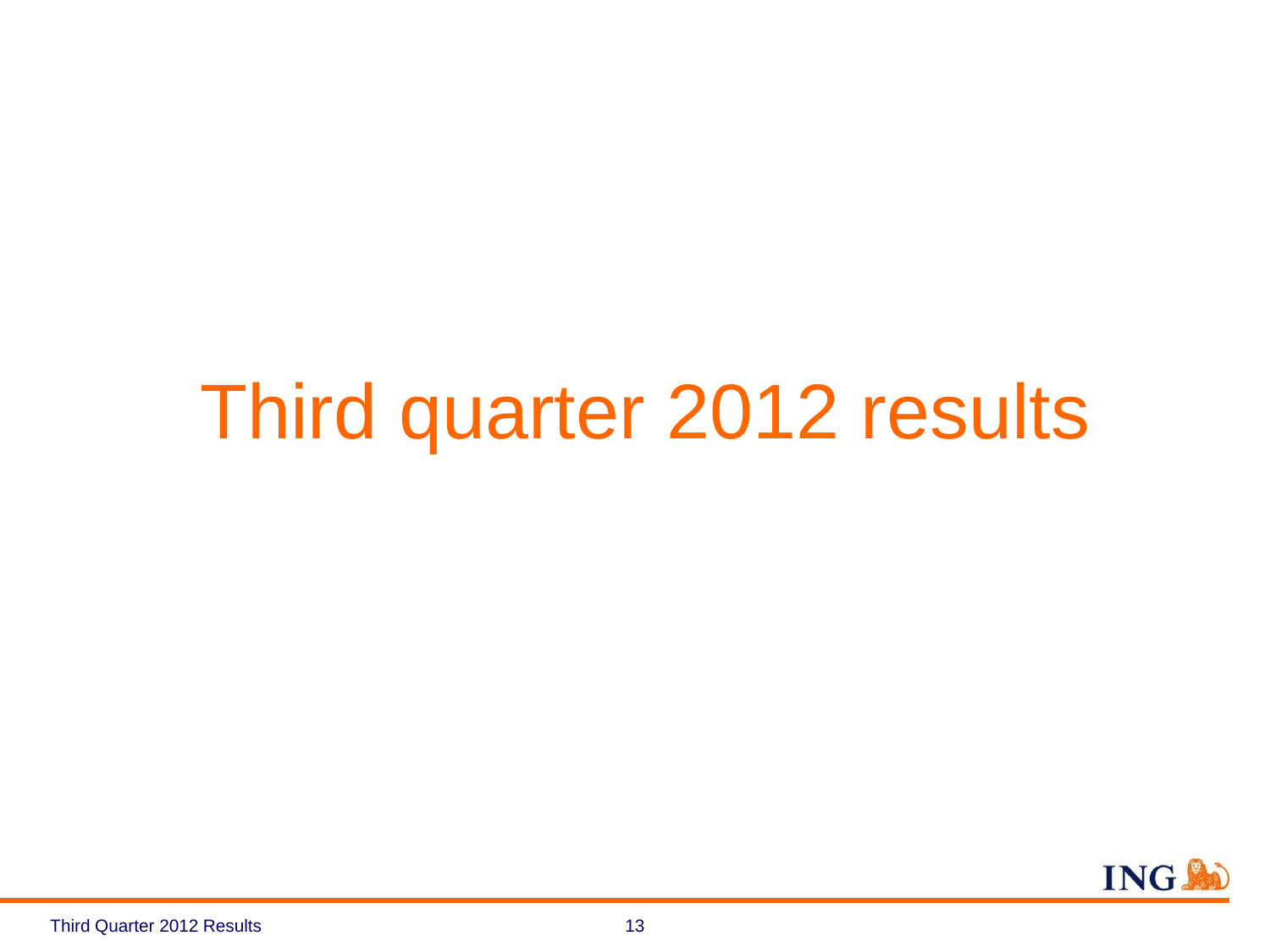# Third quarter 2012 results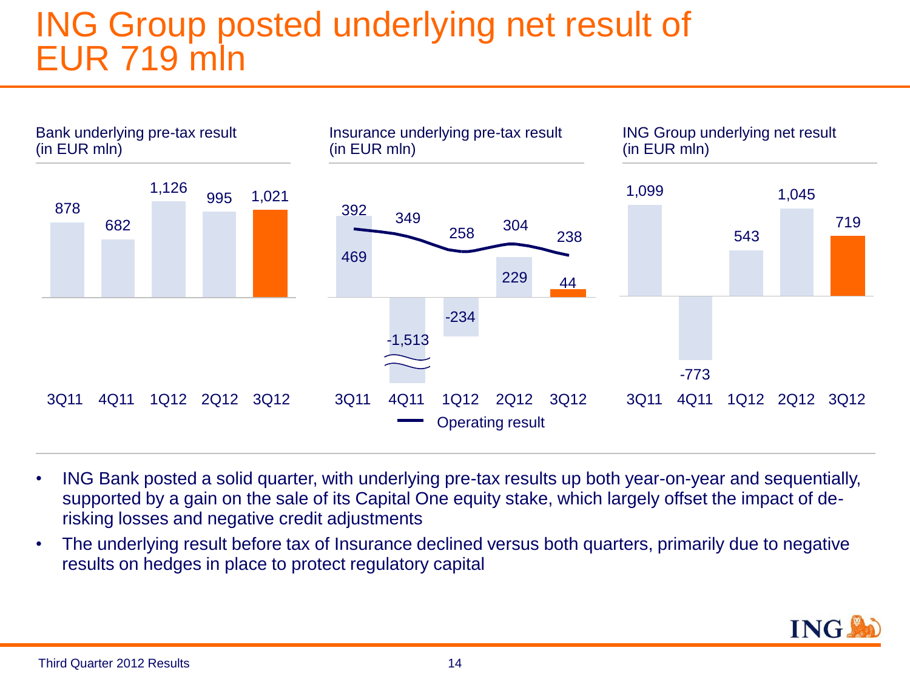# ING Group posted underlying net result of EUR 719 mln

**Bank underlying pre-tax result (in EUR mln)**

| 3Q11 | 4Q11 | 1Q12 | 2Q12 | 3Q12 |
|---|---|---|---|---|
| 878 | 682 | 1,126 | 995 | 1,021 |

**Insurance underlying pre-tax result (in EUR mln)**

| | 3Q11 | 4Q11 | 1Q12 | 2Q12 | 3Q12 |
|---|---|---|---|---|---|
| Underlying pre-tax result | 469 | -1,513 | -234 | 229 | 44 |
| Operating result | 392 | 349 | 258 | 304 | 238 |

**ING Group underlying net result (in EUR mln)**

| 3Q11 | 4Q11 | 1Q12 | 2Q12 | 3Q12 |
|---|---|---|---|---|
| 1,099 | -773 | 543 | 1,045 | 719 |

- ING Bank posted a solid quarter, with underlying pre-tax results up both year-on-year and sequentially, supported by a gain on the sale of its Capital One equity stake, which largely offset the impact of de-risking losses and negative credit adjustments
- The underlying result before tax of Insurance declined versus both quarters, primarily due to negative results on hedges in place to protect regulatory capital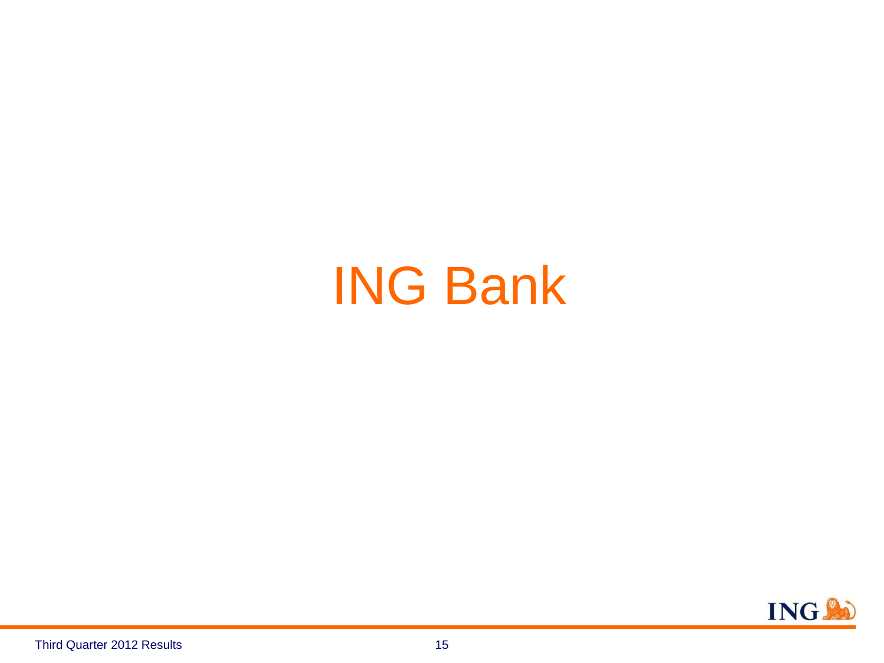# ING Bank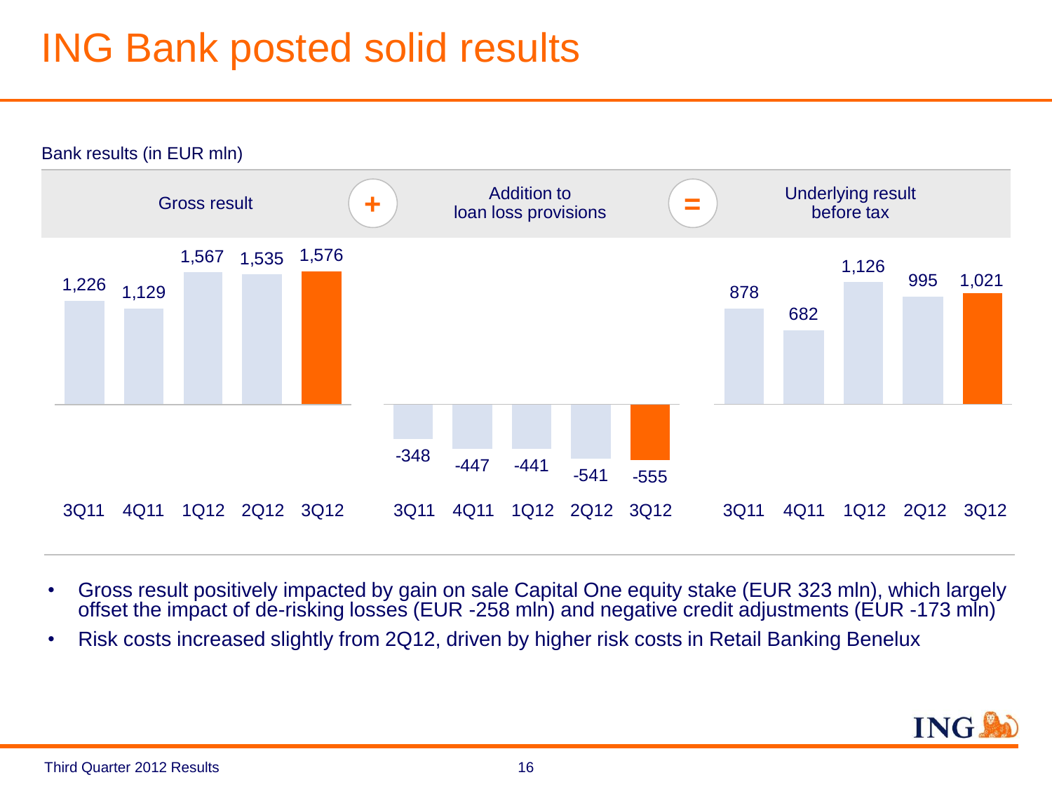# ING Bank posted solid results

Bank results (in EUR mln)

| | 3Q11 | 4Q11 | 1Q12 | 2Q12 | 3Q12 |
|---|---|---|---|---|---|
| Gross result | 1,226 | 1,129 | 1,567 | 1,535 | 1,576 |
| + Addition to loan loss provisions | -348 | -447 | -441 | -541 | -555 |
| = Underlying result before tax | 878 | 682 | 1,126 | 995 | 1,021 |

- Gross result positively impacted by gain on sale Capital One equity stake (EUR 323 mln), which largely offset the impact of de-risking losses (EUR -258 mln) and negative credit adjustments (EUR -173 mln)
- Risk costs increased slightly from 2Q12, driven by higher risk costs in Retail Banking Benelux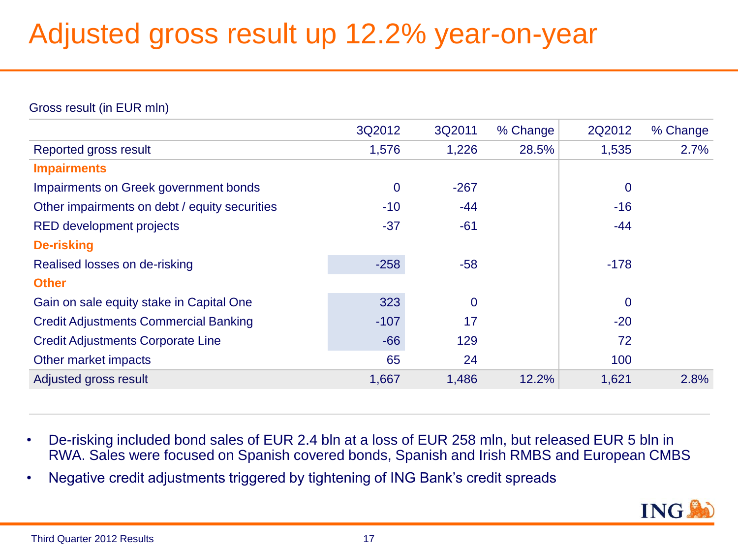# Adjusted gross result up 12.2% year-on-year

Gross result (in EUR mln)

| | 3Q2012 | 3Q2011 | % Change | 2Q2012 | % Change |
|---|---|---|---|---|---|
| Reported gross result | 1,576 | 1,226 | 28.5% | 1,535 | 2.7% |
| **Impairments** | | | | | |
| Impairments on Greek government bonds | 0 | -267 | | 0 | |
| Other impairments on debt / equity securities | -10 | -44 | | -16 | |
| RED development projects | -37 | -61 | | -44 | |
| **De-risking** | | | | | |
| Realised losses on de-risking | -258 | -58 | | -178 | |
| **Other** | | | | | |
| Gain on sale equity stake in Capital One | 323 | 0 | | 0 | |
| Credit Adjustments Commercial Banking | -107 | 17 | | -20 | |
| Credit Adjustments Corporate Line | -66 | 129 | | 72 | |
| Other market impacts | 65 | 24 | | 100 | |
| Adjusted gross result | 1,667 | 1,486 | 12.2% | 1,621 | 2.8% |

- De-risking included bond sales of EUR 2.4 bln at a loss of EUR 258 mln, but released EUR 5 bln in RWA. Sales were focused on Spanish covered bonds, Spanish and Irish RMBS and European CMBS
- Negative credit adjustments triggered by tightening of ING Bank's credit spreads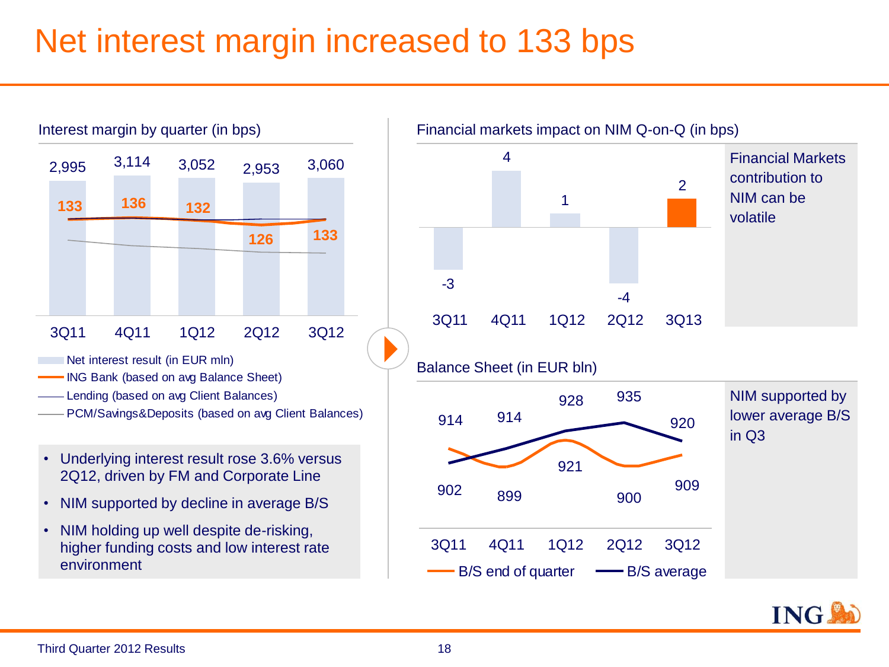# Net interest margin increased to 133 bps

## Interest margin by quarter (in bps)

| | 3Q11 | 4Q11 | 1Q12 | 2Q12 | 3Q12 |
|---|---|---|---|---|---|
| Net interest result (in EUR mln) | 2,995 | 3,114 | 3,052 | 2,953 | 3,060 |
| ING Bank (based on avg Balance Sheet) | 133 | 136 | 132 | 126 | 133 |

- Net interest result (in EUR mln)
- ING Bank (based on avg Balance Sheet)
- Lending (based on avg Client Balances)
- PCM/Savings&Deposits (based on avg Client Balances)

- Underlying interest result rose 3.6% versus 2Q12, driven by FM and Corporate Line
- NIM supported by decline in average B/S
- NIM holding up well despite de-risking, higher funding costs and low interest rate environment

## Financial markets impact on NIM Q-on-Q (in bps)

| 3Q11 | 4Q11 | 1Q12 | 2Q12 | 3Q13 |
|---|---|---|---|---|
| -3 | 4 | 1 | -4 | 2 |

Financial Markets contribution to NIM can be volatile

## Balance Sheet (in EUR bln)

| | 3Q11 | 4Q11 | 1Q12 | 2Q12 | 3Q12 |
|---|---|---|---|---|---|
| B/S end of quarter | 914 | 899 | 928 | 900 | 909 |
| B/S average | 902 | 914 | 921 | 935 | 920 |

NIM supported by lower average B/S in Q3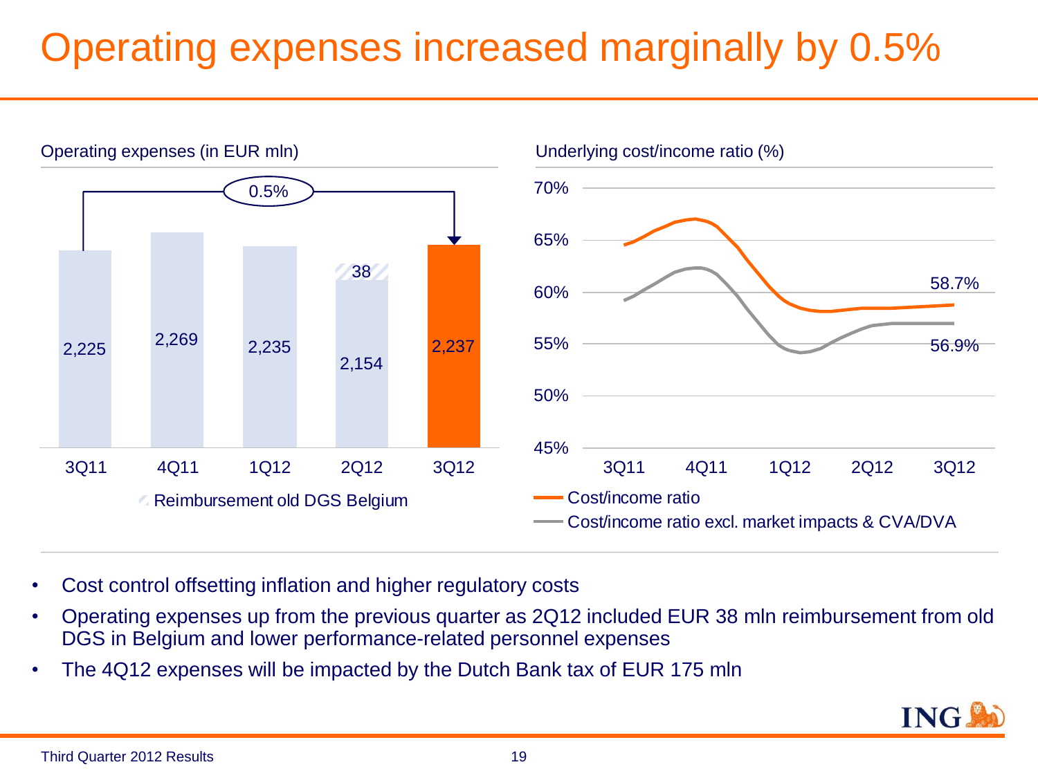# Operating expenses increased marginally by 0.5%

Operating expenses (in EUR mln)

| | 3Q11 | 4Q11 | 1Q12 | 2Q12 | 3Q12 |
|---|---|---|---|---|---|
| Operating expenses | 2,225 | 2,269 | 2,235 | 2,154 | 2,237 |
| Reimbursement old DGS Belgium | | | | 38 | |

0.5% (3Q11 to 3Q12)

Underlying cost/income ratio (%)

| | 3Q12 |
|---|---|
| Cost/income ratio | 58.7% |
| Cost/income ratio excl. market impacts & CVA/DVA | 56.9% |

- Cost control offsetting inflation and higher regulatory costs
- Operating expenses up from the previous quarter as 2Q12 included EUR 38 mln reimbursement from old DGS in Belgium and lower performance-related personnel expenses
- The 4Q12 expenses will be impacted by the Dutch Bank tax of EUR 175 mln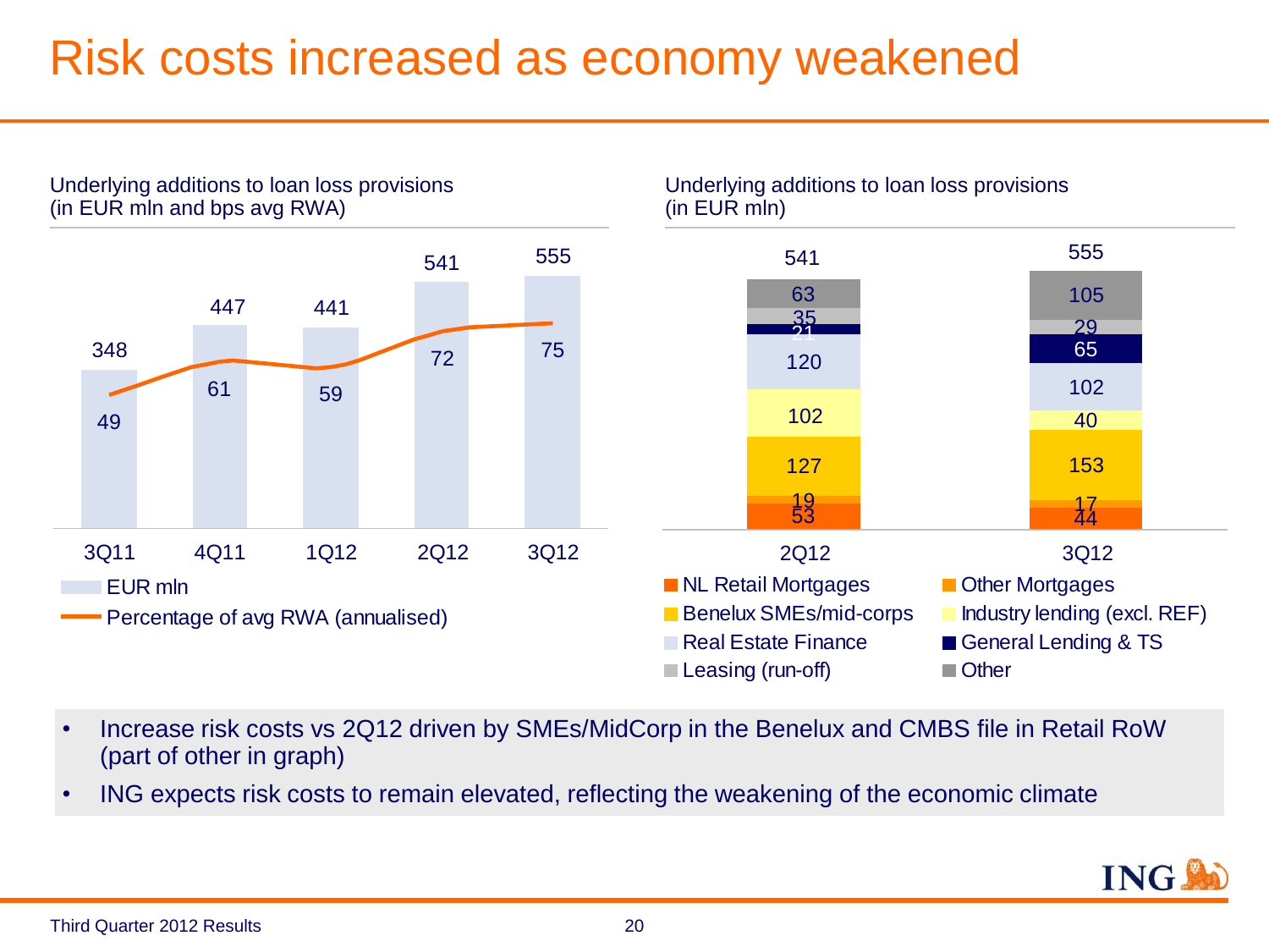# Risk costs increased as economy weakened

**Underlying additions to loan loss provisions (in EUR mln and bps avg RWA)**

| | 3Q11 | 4Q11 | 1Q12 | 2Q12 | 3Q12 |
|---|---|---|---|---|---|
| EUR mln | 348 | 447 | 441 | 541 | 555 |
| Percentage of avg RWA (annualised) | 49 | 61 | 59 | 72 | 75 |

**Underlying additions to loan loss provisions (in EUR mln)**

| | 2Q12 | 3Q12 |
|---|---|---|
| NL Retail Mortgages | 53 | 44 |
| Other Mortgages | 19 | 17 |
| Benelux SMEs/mid-corps | 127 | 153 |
| Industry lending (excl. REF) | 102 | 40 |
| Real Estate Finance | 120 | 102 |
| General Lending & TS | 21 | 65 |
| Leasing (run-off) | 35 | 29 |
| Other | 63 | 105 |
| Total | 541 | 555 |

- Increase risk costs vs 2Q12 driven by SMEs/MidCorp in the Benelux and CMBS file in Retail RoW (part of other in graph)
- ING expects risk costs to remain elevated, reflecting the weakening of the economic climate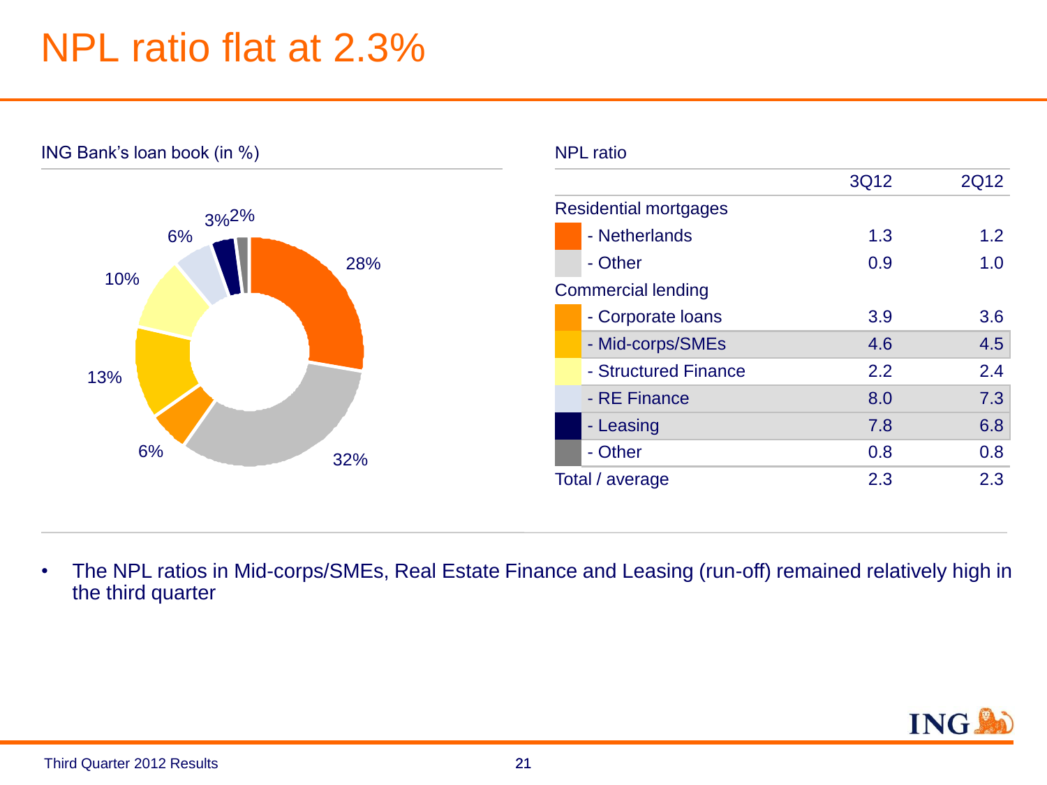# NPL ratio flat at 2.3%

ING Bank's loan book (in %)

| Segment | Share of loan book |
|---|---|
| Residential mortgages - Netherlands | 28% |
| Residential mortgages - Other | 32% |
| Commercial lending - Corporate loans | 6% |
| Commercial lending - Mid-corps/SMEs | 13% |
| Commercial lending - Structured Finance | 10% |
| Commercial lending - RE Finance | 6% |
| Commercial lending - Leasing | 3% |
| Commercial lending - Other | 2% |

NPL ratio

| | 3Q12 | 2Q12 |
|---|---|---|
| Residential mortgages | | |
| - Netherlands | 1.3 | 1.2 |
| - Other | 0.9 | 1.0 |
| Commercial lending | | |
| - Corporate loans | 3.9 | 3.6 |
| - Mid-corps/SMEs | 4.6 | 4.5 |
| - Structured Finance | 2.2 | 2.4 |
| - RE Finance | 8.0 | 7.3 |
| - Leasing | 7.8 | 6.8 |
| - Other | 0.8 | 0.8 |
| Total / average | 2.3 | 2.3 |

- The NPL ratios in Mid-corps/SMEs, Real Estate Finance and Leasing (run-off) remained relatively high in the third quarter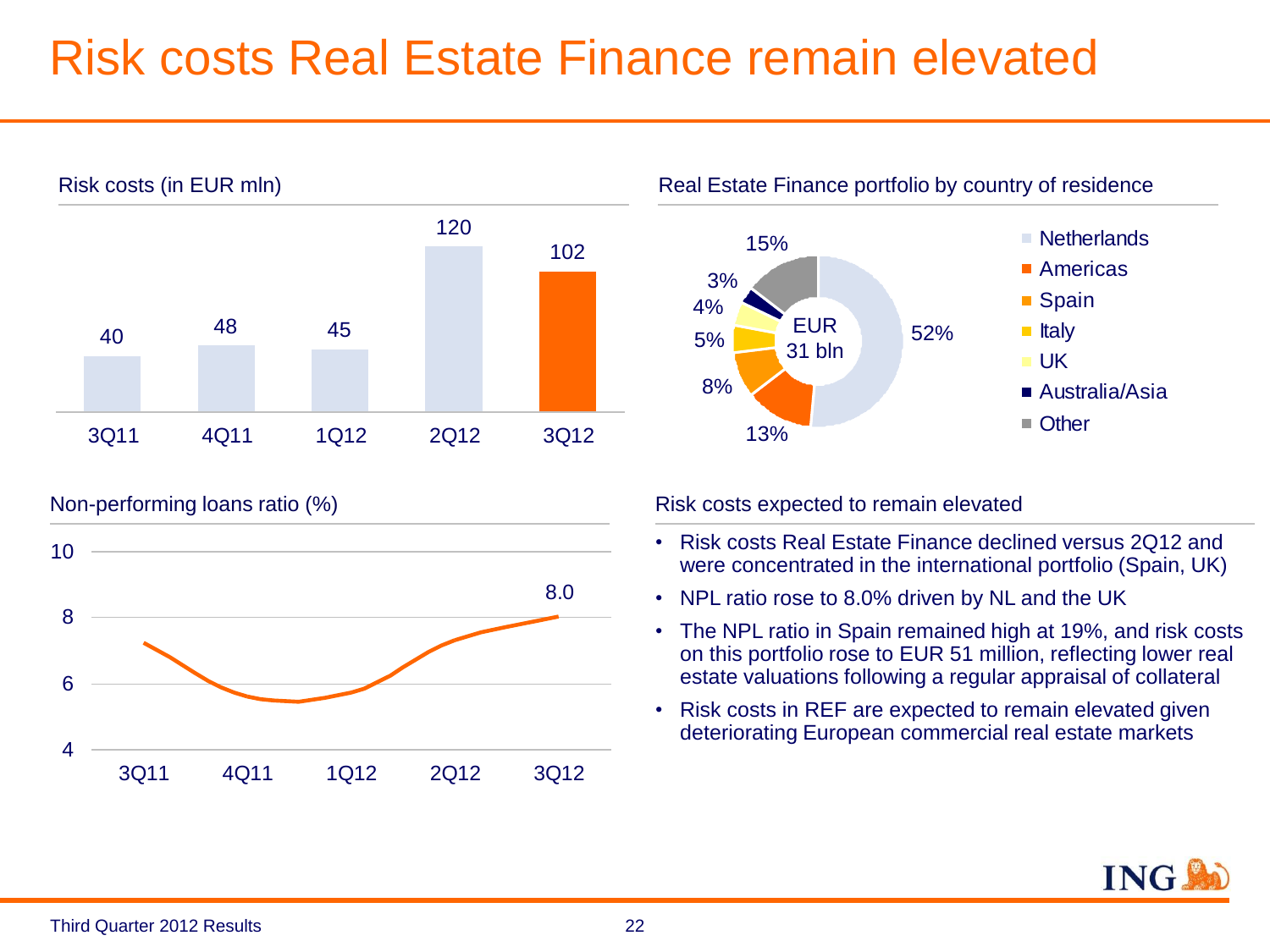# Risk costs Real Estate Finance remain elevated

## Risk costs (in EUR mln)

| 3Q11 | 4Q11 | 1Q12 | 2Q12 | 3Q12 |
|---|---|---|---|---|
| 40 | 48 | 45 | 120 | 102 |

## Real Estate Finance portfolio by country of residence

EUR 31 bln

| Country | Share |
|---|---|
| Netherlands | 52% |
| Americas | 13% |
| Spain | 8% |
| Italy | 5% |
| UK | 4% |
| Australia/Asia | 3% |
| Other | 15% |

## Non-performing loans ratio (%)

| 3Q11 | 4Q11 | 1Q12 | 2Q12 | 3Q12 |
|---|---|---|---|---|
| | | | | 8.0 |

## Risk costs expected to remain elevated

- Risk costs Real Estate Finance declined versus 2Q12 and were concentrated in the international portfolio (Spain, UK)
- NPL ratio rose to 8.0% driven by NL and the UK
- The NPL ratio in Spain remained high at 19%, and risk costs on this portfolio rose to EUR 51 million, reflecting lower real estate valuations following a regular appraisal of collateral
- Risk costs in REF are expected to remain elevated given deteriorating European commercial real estate markets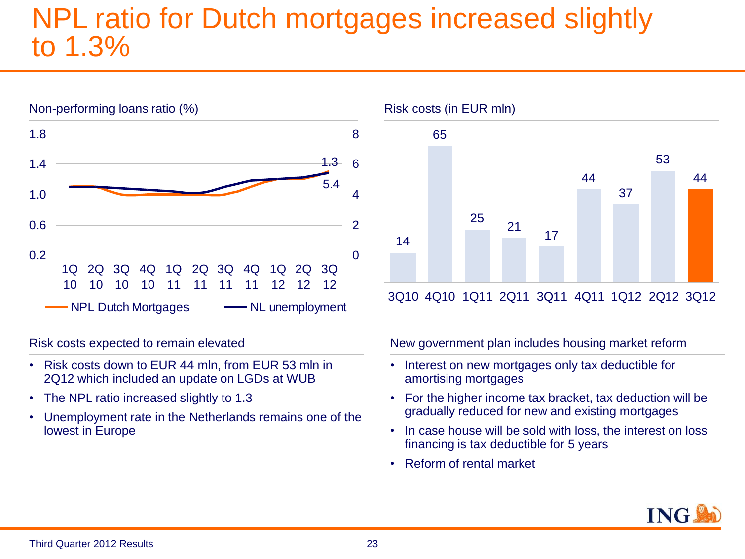# NPL ratio for Dutch mortgages increased slightly to 1.3%

Non-performing loans ratio (%)

| | 1Q 10 | 2Q 10 | 3Q 10 | 4Q 10 | 1Q 11 | 2Q 11 | 3Q 11 | 4Q 11 | 1Q 12 | 2Q 12 | 3Q 12 |
|---|---|---|---|---|---|---|---|---|---|---|---|
| NPL Dutch Mortgages | | | | | | | | | | | 1.3 |
| NL unemployment | | | | | | | | | | | 5.4 |

Risk costs (in EUR mln)

| 3Q10 | 4Q10 | 1Q11 | 2Q11 | 3Q11 | 4Q11 | 1Q12 | 2Q12 | 3Q12 |
|---|---|---|---|---|---|---|---|---|
| 14 | 65 | 25 | 21 | 17 | 44 | 37 | 53 | 44 |

## Risk costs expected to remain elevated

- Risk costs down to EUR 44 mln, from EUR 53 mln in 2Q12 which included an update on LGDs at WUB
- The NPL ratio increased slightly to 1.3
- Unemployment rate in the Netherlands remains one of the lowest in Europe

## New government plan includes housing market reform

- Interest on new mortgages only tax deductible for amortising mortgages
- For the higher income tax bracket, tax deduction will be gradually reduced for new and existing mortgages
- In case house will be sold with loss, the interest on loss financing is tax deductible for 5 years
- Reform of rental market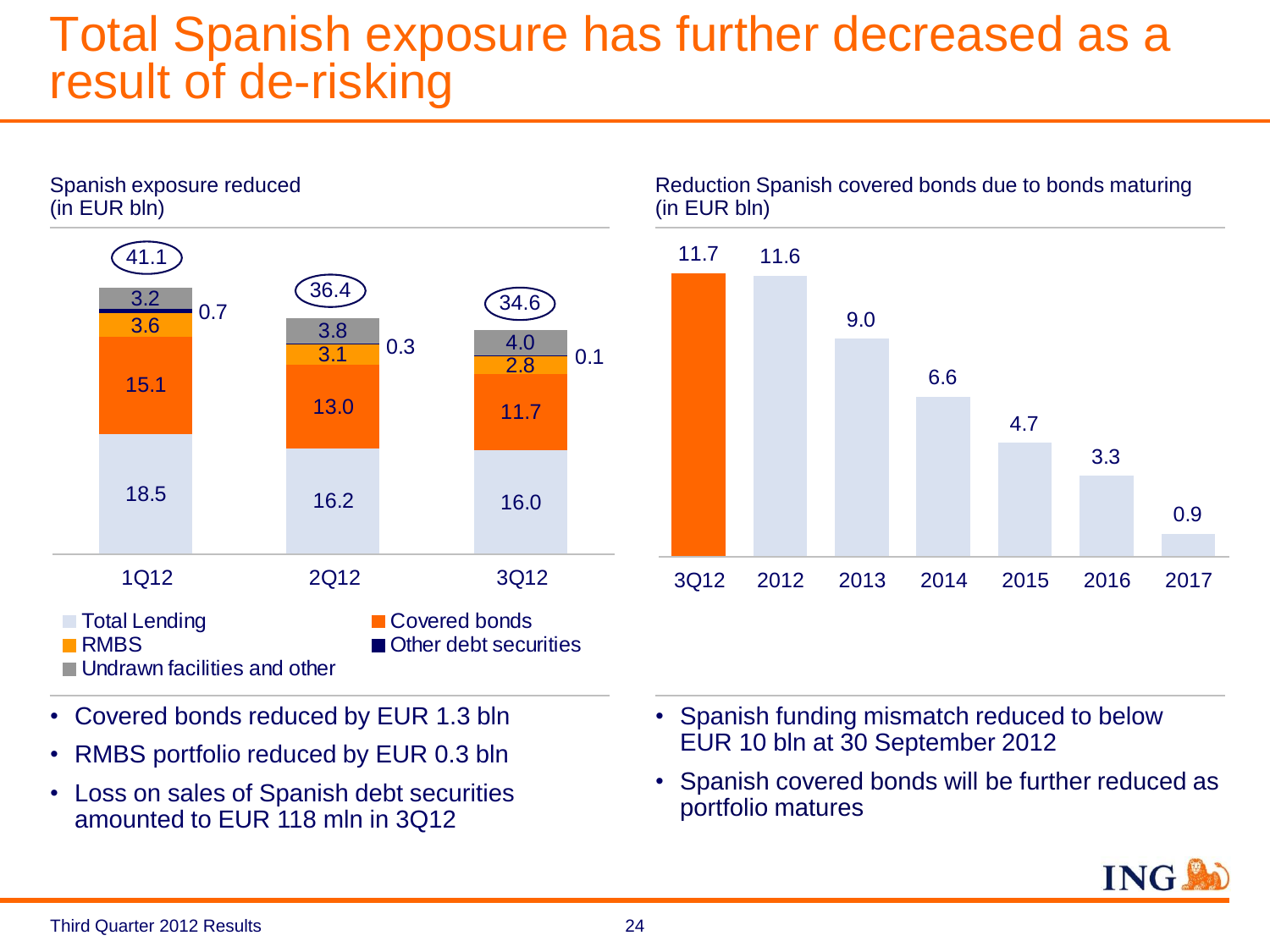# Total Spanish exposure has further decreased as a result of de-risking

**Spanish exposure reduced (in EUR bln)**

| | 1Q12 | 2Q12 | 3Q12 |
|---|---|---|---|
| Total Lending | 18.5 | 16.2 | 16.0 |
| Covered bonds | 15.1 | 13.0 | 11.7 |
| RMBS | 3.6 | 3.1 | 2.8 |
| Other debt securities | 0.7 | 0.3 | 0.1 |
| Undrawn facilities and other | 3.2 | 3.8 | 4.0 |
| Total | 41.1 | 36.4 | 34.6 |

- Covered bonds reduced by EUR 1.3 bln
- RMBS portfolio reduced by EUR 0.3 bln
- Loss on sales of Spanish debt securities amounted to EUR 118 mln in 3Q12

**Reduction Spanish covered bonds due to bonds maturing (in EUR bln)**

| 3Q12 | 2012 | 2013 | 2014 | 2015 | 2016 | 2017 |
|---|---|---|---|---|---|---|
| 11.7 | 11.6 | 9.0 | 6.6 | 4.7 | 3.3 | 0.9 |

- Spanish funding mismatch reduced to below EUR 10 bln at 30 September 2012
- Spanish covered bonds will be further reduced as portfolio matures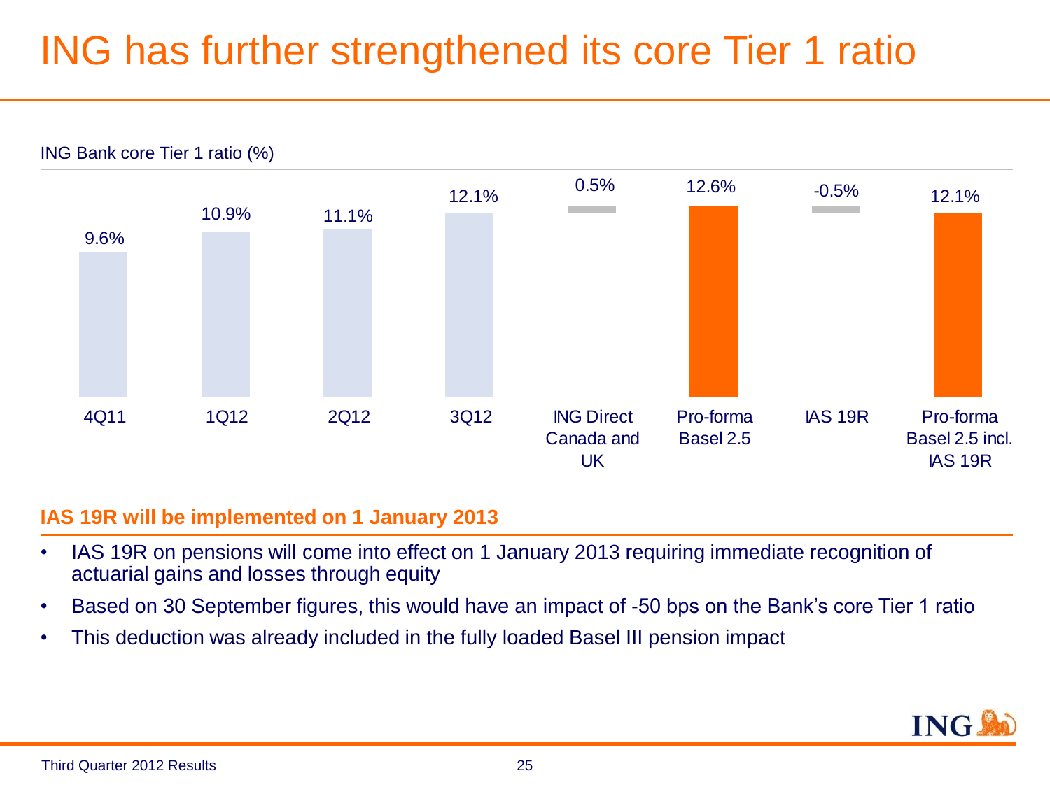# ING has further strengthened its core Tier 1 ratio

ING Bank core Tier 1 ratio (%)

| 4Q11 | 1Q12 | 2Q12 | 3Q12 | ING Direct Canada and UK | Pro-forma Basel 2.5 | IAS 19R | Pro-forma Basel 2.5 incl. IAS 19R |
|---|---|---|---|---|---|---|---|
| 9.6% | 10.9% | 11.1% | 12.1% | 0.5% | 12.6% | -0.5% | 12.1% |

**IAS 19R will be implemented on 1 January 2013**

- IAS 19R on pensions will come into effect on 1 January 2013 requiring immediate recognition of actuarial gains and losses through equity
- Based on 30 September figures, this would have an impact of -50 bps on the Bank's core Tier 1 ratio
- This deduction was already included in the fully loaded Basel III pension impact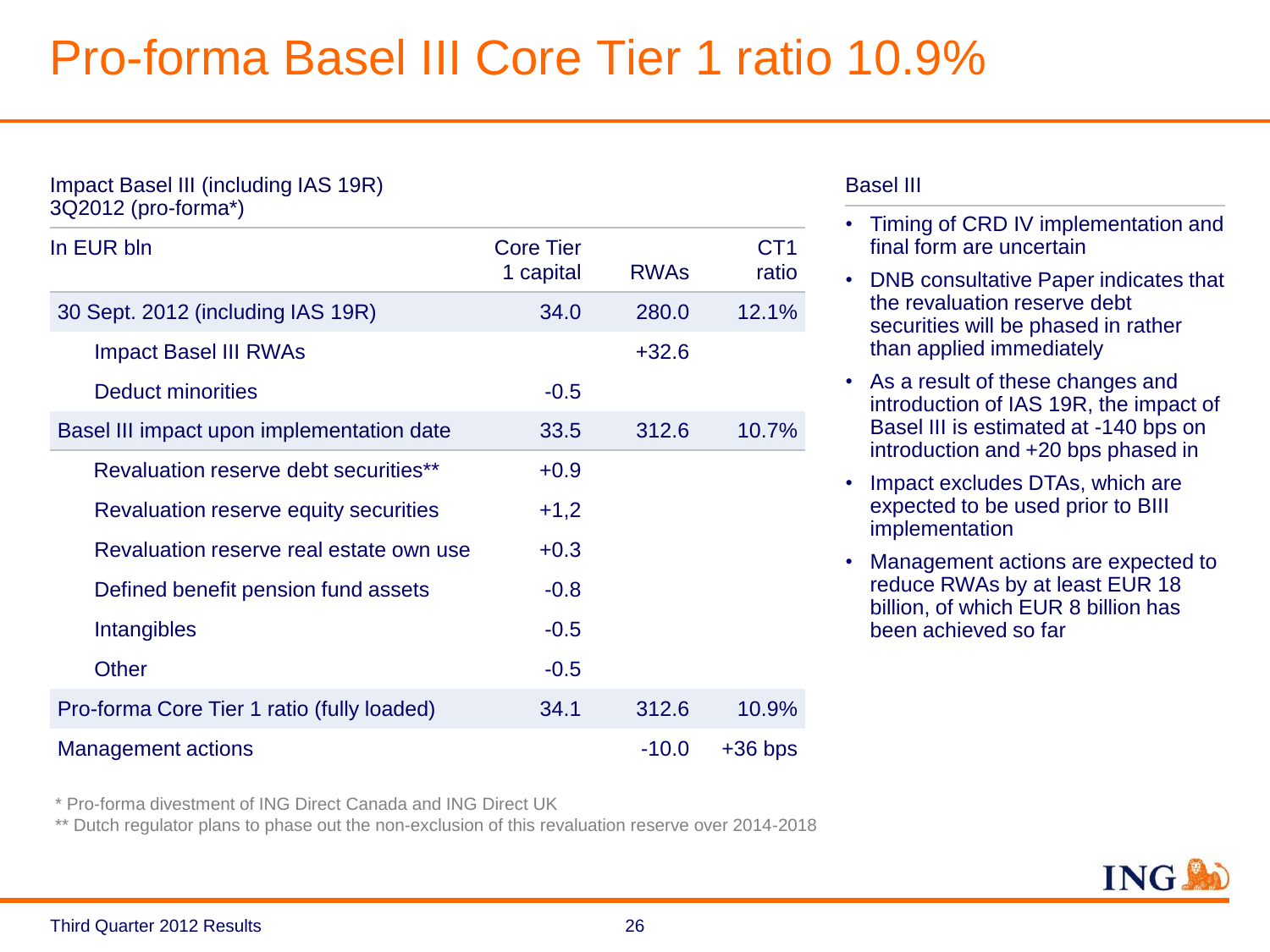# Pro-forma Basel III Core Tier 1 ratio 10.9%

Impact Basel III (including IAS 19R)
3Q2012 (pro-forma*)

| In EUR bln | Core Tier 1 capital | RWAs | CT1 ratio |
|---|---|---|---|
| 30 Sept. 2012 (including IAS 19R) | 34.0 | 280.0 | 12.1% |
| Impact Basel III RWAs | | +32.6 | |
| Deduct minorities | -0.5 | | |
| Basel III impact upon implementation date | 33.5 | 312.6 | 10.7% |
| Revaluation reserve debt securities** | +0.9 | | |
| Revaluation reserve equity securities | +1,2 | | |
| Revaluation reserve real estate own use | +0.3 | | |
| Defined benefit pension fund assets | -0.8 | | |
| Intangibles | -0.5 | | |
| Other | -0.5 | | |
| Pro-forma Core Tier 1 ratio (fully loaded) | 34.1 | 312.6 | 10.9% |
| Management actions | | -10.0 | +36 bps |

\* Pro-forma divestment of ING Direct Canada and ING Direct UK

** Dutch regulator plans to phase out the non-exclusion of this revaluation reserve over 2014-2018

## Basel III

- Timing of CRD IV implementation and final form are uncertain
- DNB consultative Paper indicates that the revaluation reserve debt securities will be phased in rather than applied immediately
- As a result of these changes and introduction of IAS 19R, the impact of Basel III is estimated at -140 bps on introduction and +20 bps phased in
- Impact excludes DTAs, which are expected to be used prior to BIII implementation
- Management actions are expected to reduce RWAs by at least EUR 18 billion, of which EUR 8 billion has been achieved so far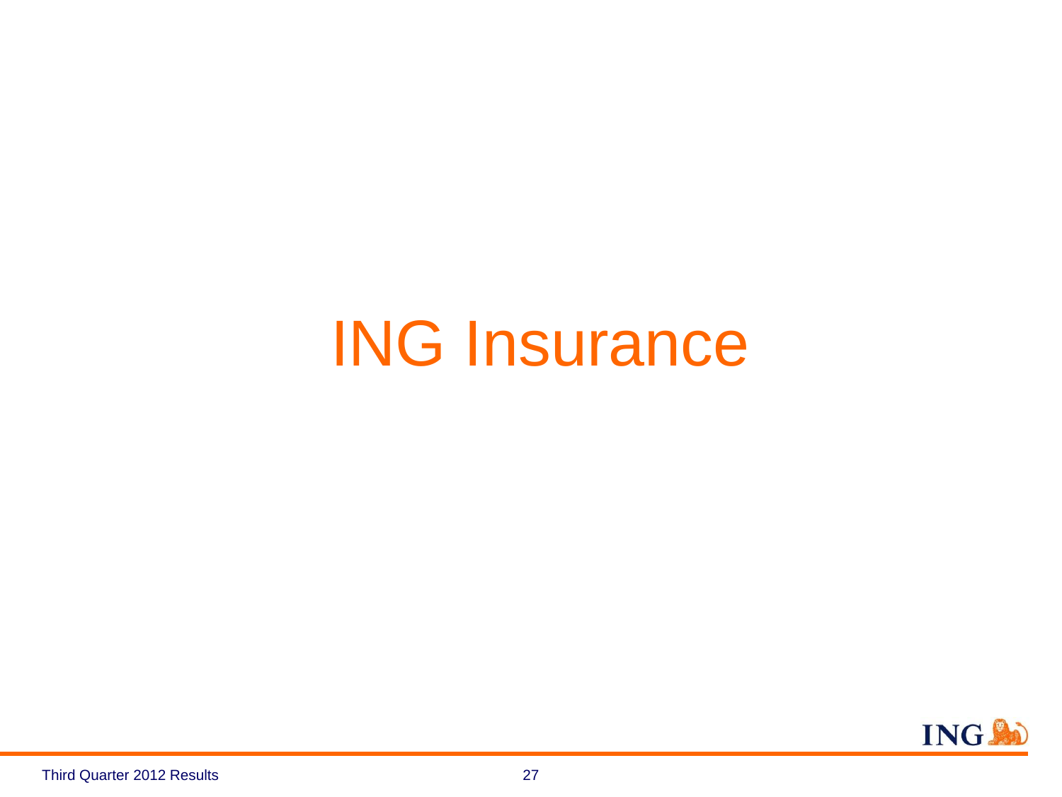# ING Insurance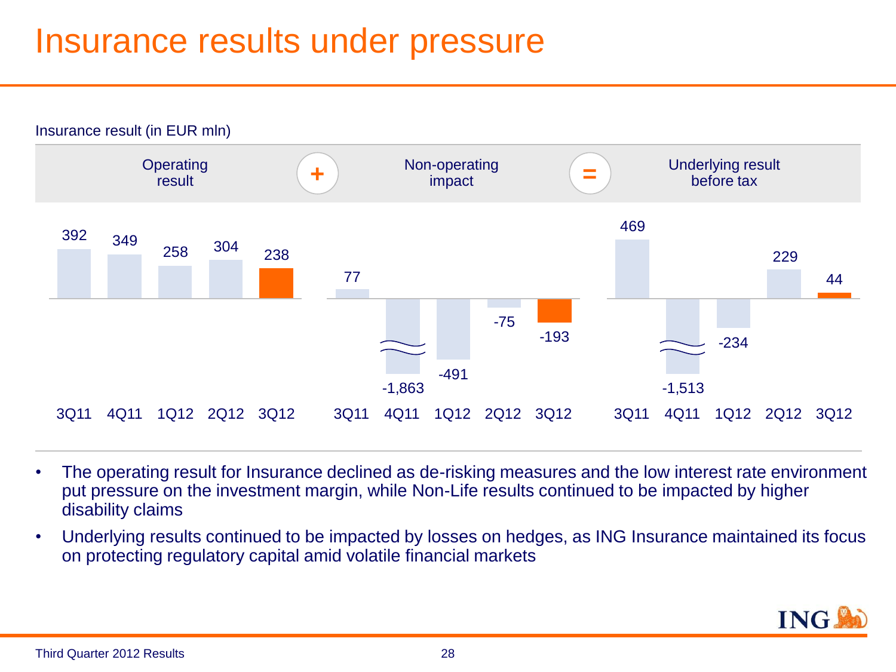# Insurance results under pressure

Insurance result (in EUR mln)

| | 3Q11 | 4Q11 | 1Q12 | 2Q12 | 3Q12 |
|---|---|---|---|---|---|
| Operating result | 392 | 349 | 258 | 304 | 238 |
| + Non-operating impact | 77 | -1,863 | -491 | -75 | -193 |
| = Underlying result before tax | 469 | -1,513 | -234 | 229 | 44 |

- The operating result for Insurance declined as de-risking measures and the low interest rate environment put pressure on the investment margin, while Non-Life results continued to be impacted by higher disability claims
- Underlying results continued to be impacted by losses on hedges, as ING Insurance maintained its focus on protecting regulatory capital amid volatile financial markets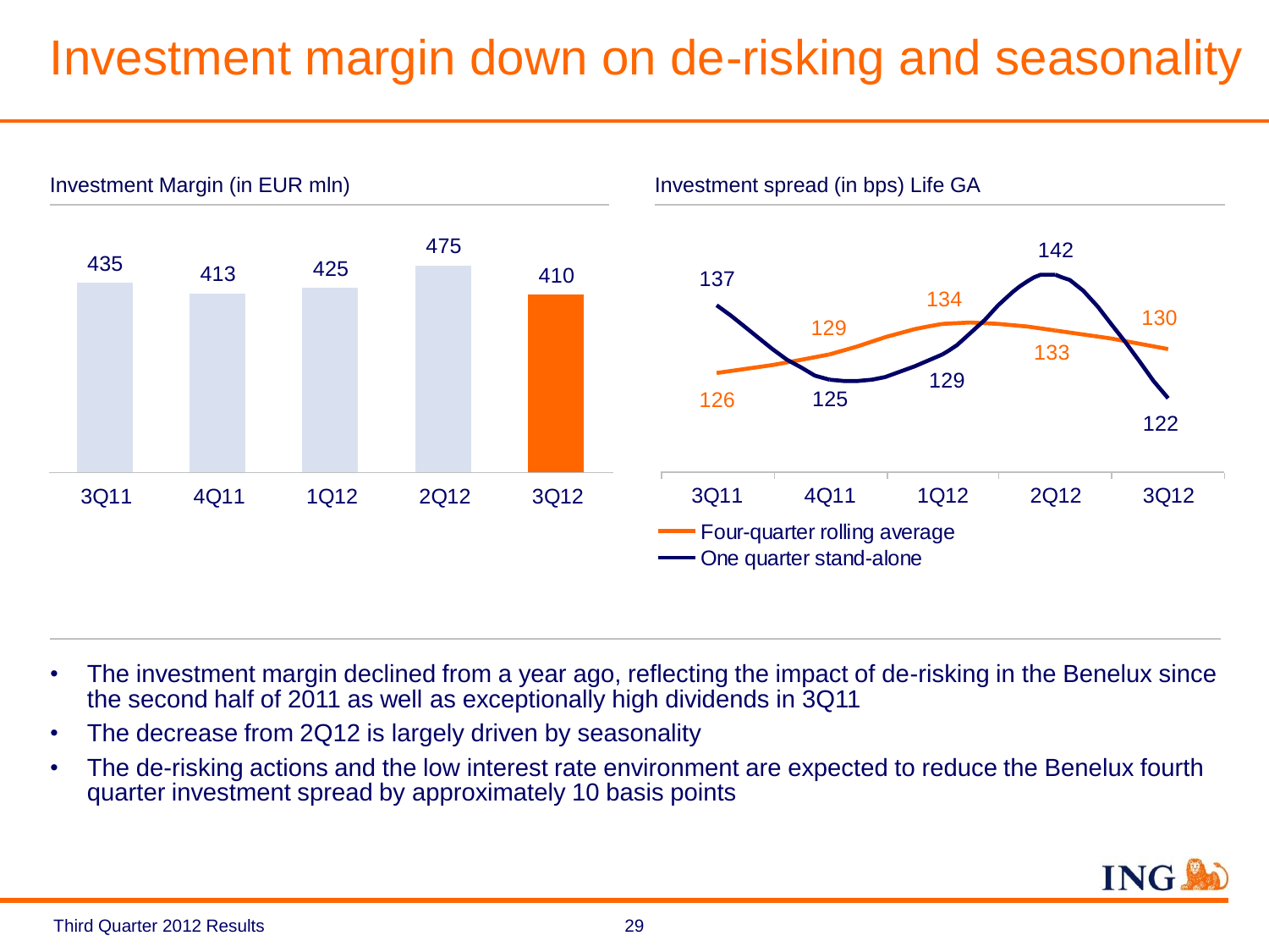# Investment margin down on de-risking and seasonality

**Investment Margin (in EUR mln)**

| 3Q11 | 4Q11 | 1Q12 | 2Q12 | 3Q12 |
|---|---|---|---|---|
| 435 | 413 | 425 | 475 | 410 |

**Investment spread (in bps) Life GA**

| | 3Q11 | 4Q11 | 1Q12 | 2Q12 | 3Q12 |
|---|---|---|---|---|---|
| Four-quarter rolling average | 126 | 129 | 134 | 133 | 130 |
| One quarter stand-alone | 137 | 125 | 129 | 142 | 122 |

- The investment margin declined from a year ago, reflecting the impact of de-risking in the Benelux since the second half of 2011 as well as exceptionally high dividends in 3Q11
- The decrease from 2Q12 is largely driven by seasonality
- The de-risking actions and the low interest rate environment are expected to reduce the Benelux fourth quarter investment spread by approximately 10 basis points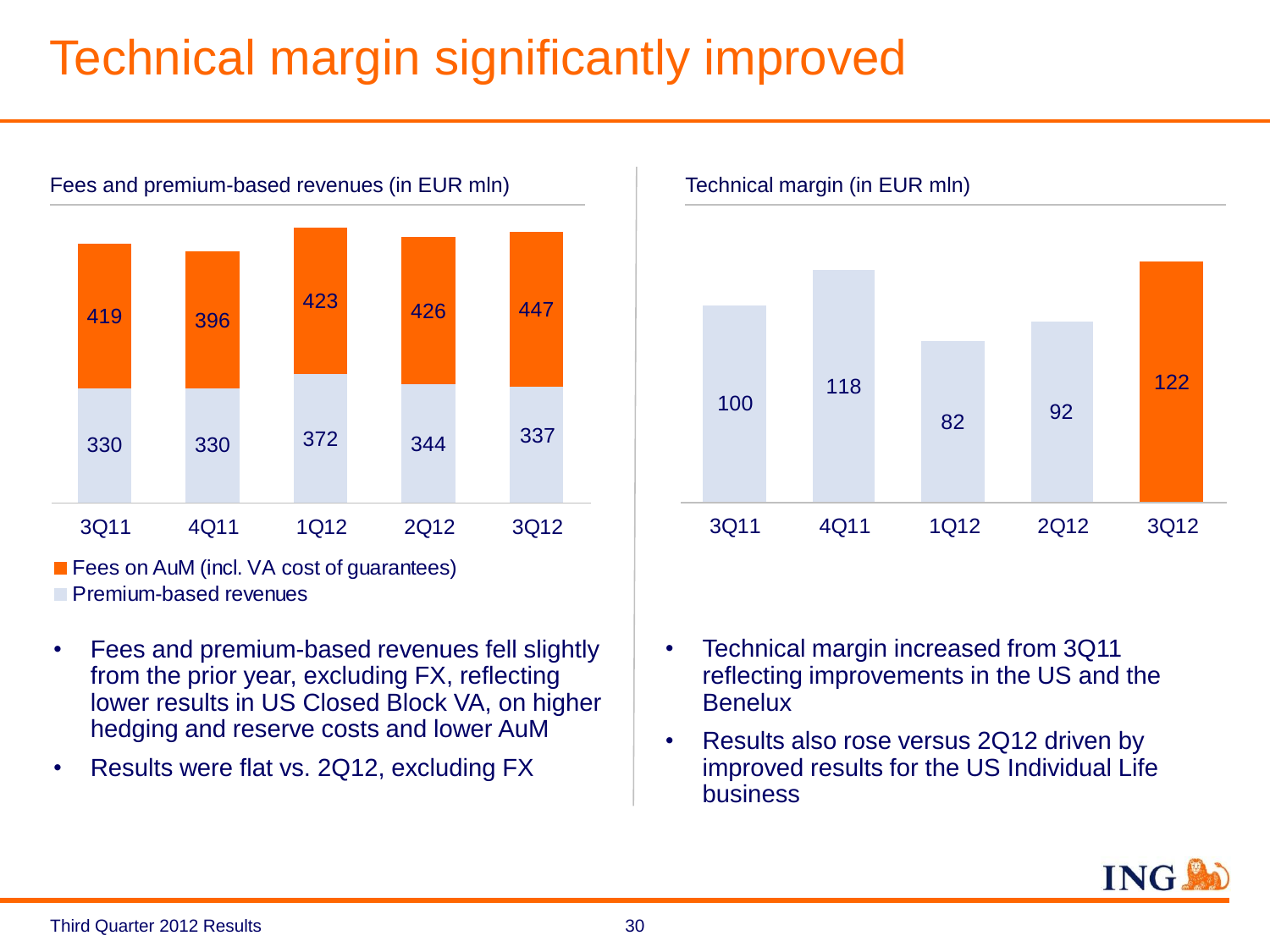# Technical margin significantly improved

### Fees and premium-based revenues (in EUR mln)

| | 3Q11 | 4Q11 | 1Q12 | 2Q12 | 3Q12 |
|---|---|---|---|---|---|
| Fees on AuM (incl. VA cost of guarantees) | 419 | 396 | 423 | 426 | 447 |
| Premium-based revenues | 330 | 330 | 372 | 344 | 337 |

- Fees and premium-based revenues fell slightly from the prior year, excluding FX, reflecting lower results in US Closed Block VA, on higher hedging and reserve costs and lower AuM
- Results were flat vs. 2Q12, excluding FX

### Technical margin (in EUR mln)

| 3Q11 | 4Q11 | 1Q12 | 2Q12 | 3Q12 |
|---|---|---|---|---|
| 100 | 118 | 82 | 92 | 122 |

- Technical margin increased from 3Q11 reflecting improvements in the US and the Benelux
- Results also rose versus 2Q12 driven by improved results for the US Individual Life business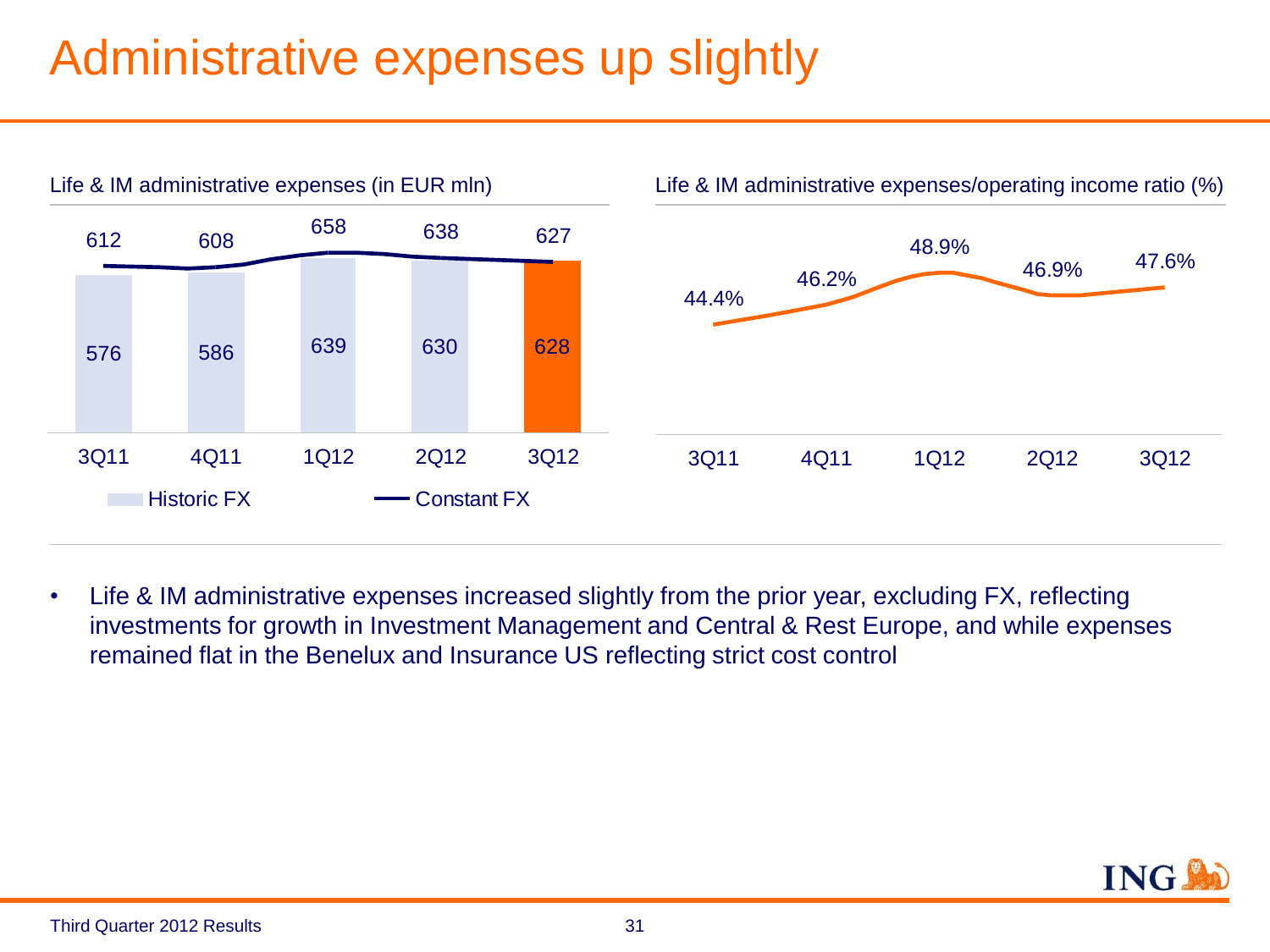# Administrative expenses up slightly

**Life & IM administrative expenses (in EUR mln)**

| | 3Q11 | 4Q11 | 1Q12 | 2Q12 | 3Q12 |
|---|---|---|---|---|---|
| Historic FX | 576 | 586 | 639 | 630 | 628 |
| Constant FX | 612 | 608 | 658 | 638 | 627 |

**Life & IM administrative expenses/operating income ratio (%)**

| 3Q11 | 4Q11 | 1Q12 | 2Q12 | 3Q12 |
|---|---|---|---|---|
| 44.4% | 46.2% | 48.9% | 46.9% | 47.6% |

- Life & IM administrative expenses increased slightly from the prior year, excluding FX, reflecting investments for growth in Investment Management and Central & Rest Europe, and while expenses remained flat in the Benelux and Insurance US reflecting strict cost control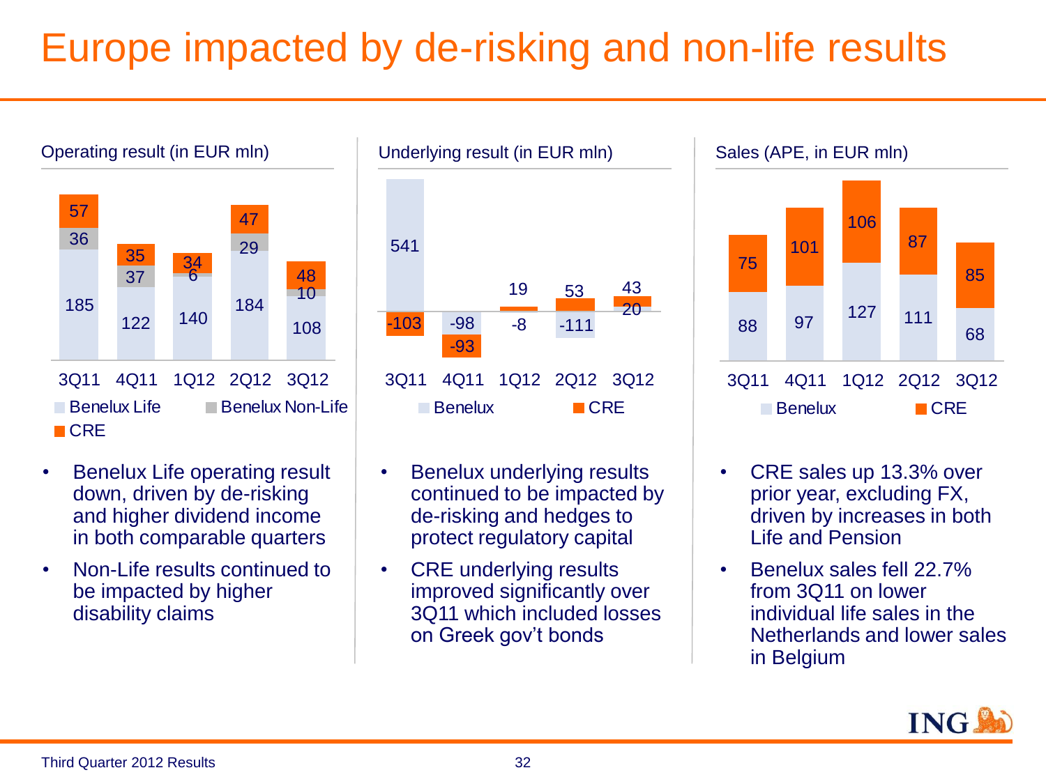# Europe impacted by de-risking and non-life results

**Operating result (in EUR mln)**

| | 3Q11 | 4Q11 | 1Q12 | 2Q12 | 3Q12 |
|---|---|---|---|---|---|
| Benelux Life | 185 | 122 | 140 | 184 | 108 |
| Benelux Non-Life | 36 | 37 | 6 | 29 | 10 |
| CRE | 57 | 35 | 34 | 47 | 48 |

- Benelux Life operating result down, driven by de-risking and higher dividend income in both comparable quarters
- Non-Life results continued to be impacted by higher disability claims

**Underlying result (in EUR mln)**

| | 3Q11 | 4Q11 | 1Q12 | 2Q12 | 3Q12 |
|---|---|---|---|---|---|
| Benelux | 541 | -98 | -8 | -111 | 20 |
| CRE | -103 | -93 | 19 | 53 | 43 |

- Benelux underlying results continued to be impacted by de-risking and hedges to protect regulatory capital
- CRE underlying results improved significantly over 3Q11 which included losses on Greek gov't bonds

**Sales (APE, in EUR mln)**

| | 3Q11 | 4Q11 | 1Q12 | 2Q12 | 3Q12 |
|---|---|---|---|---|---|
| Benelux | 88 | 97 | 127 | 111 | 68 |
| CRE | 75 | 101 | 106 | 87 | 85 |

- CRE sales up 13.3% over prior year, excluding FX, driven by increases in both Life and Pension
- Benelux sales fell 22.7% from 3Q11 on lower individual life sales in the Netherlands and lower sales in Belgium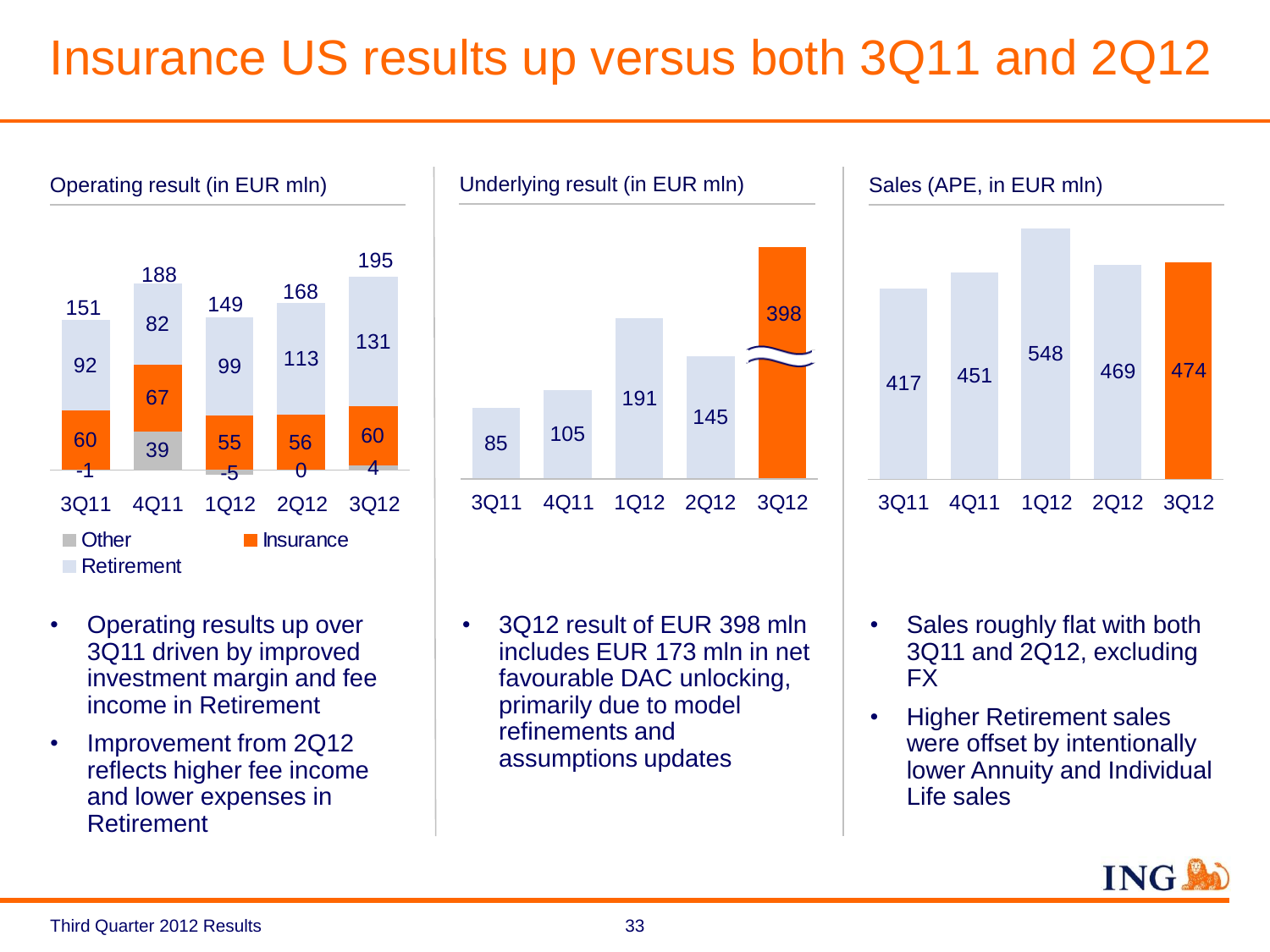# Insurance US results up versus both 3Q11 and 2Q12

### Operating result (in EUR mln)

| | 3Q11 | 4Q11 | 1Q12 | 2Q12 | 3Q12 |
|---|---|---|---|---|---|
| Retirement | 92 | 82 | 99 | 113 | 131 |
| Insurance | 60 | 67 | 55 | 56 | 60 |
| Other | -1 | 39 | -5 | 0 | 4 |
| Total | 151 | 188 | 149 | 168 | 195 |

- Operating results up over 3Q11 driven by improved investment margin and fee income in Retirement
- Improvement from 2Q12 reflects higher fee income and lower expenses in Retirement

### Underlying result (in EUR mln)

| 3Q11 | 4Q11 | 1Q12 | 2Q12 | 3Q12 |
|---|---|---|---|---|
| 85 | 105 | 191 | 145 | 398 |

- 3Q12 result of EUR 398 mln includes EUR 173 mln in net favourable DAC unlocking, primarily due to model refinements and assumptions updates

### Sales (APE, in EUR mln)

| 3Q11 | 4Q11 | 1Q12 | 2Q12 | 3Q12 |
|---|---|---|---|---|
| 417 | 451 | 548 | 469 | 474 |

- Sales roughly flat with both 3Q11 and 2Q12, excluding FX
- Higher Retirement sales were offset by intentionally lower Annuity and Individual Life sales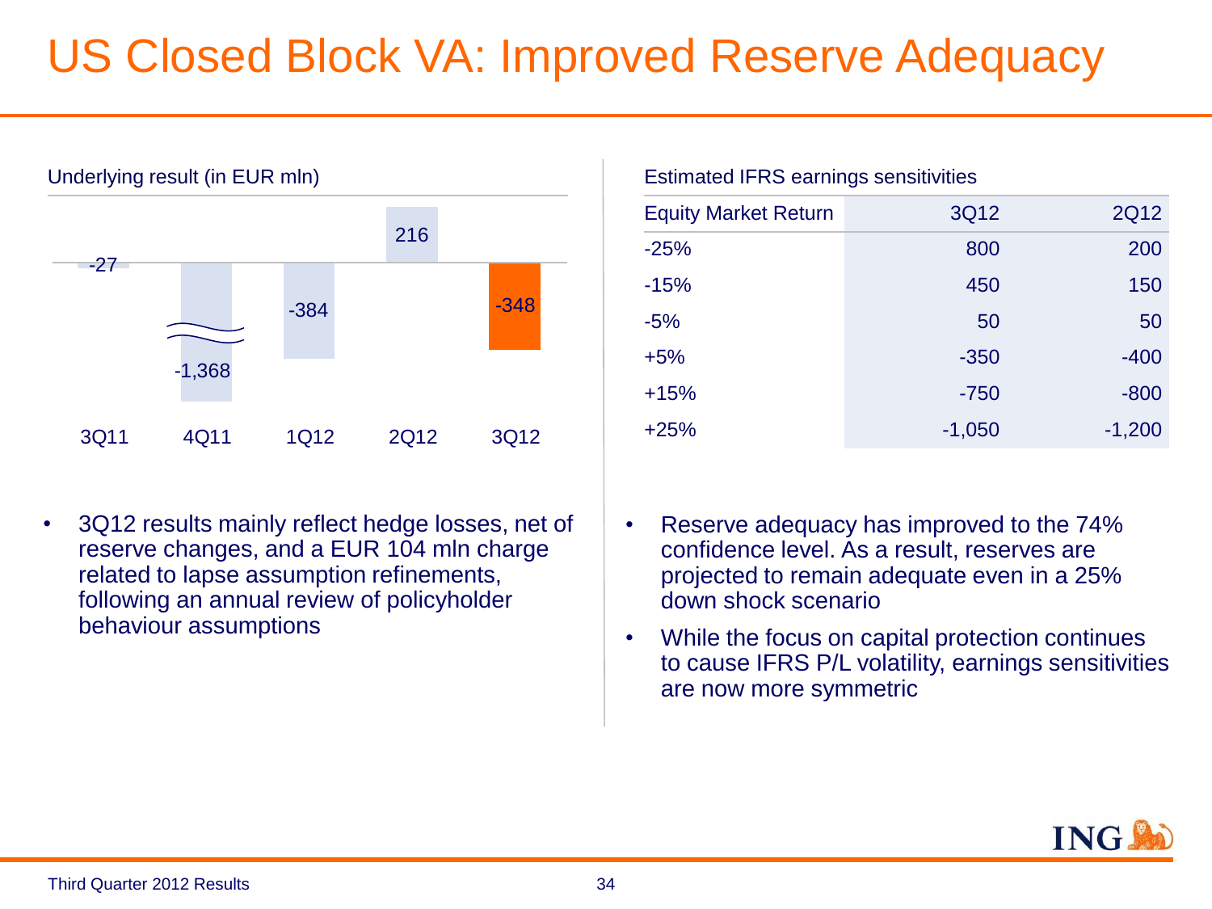# US Closed Block VA: Improved Reserve Adequacy

Underlying result (in EUR mln)

| 3Q11 | 4Q11 | 1Q12 | 2Q12 | 3Q12 |
|---|---|---|---|---|
| -27 | -1,368 | -384 | 216 | -348 |

- 3Q12 results mainly reflect hedge losses, net of reserve changes, and a EUR 104 mln charge related to lapse assumption refinements, following an annual review of policyholder behaviour assumptions

Estimated IFRS earnings sensitivities

| Equity Market Return | 3Q12 | 2Q12 |
|---|---|---|
| -25% | 800 | 200 |
| -15% | 450 | 150 |
| -5% | 50 | 50 |
| +5% | -350 | -400 |
| +15% | -750 | -800 |
| +25% | -1,050 | -1,200 |

- Reserve adequacy has improved to the 74% confidence level. As a result, reserves are projected to remain adequate even in a 25% down shock scenario
- While the focus on capital protection continues to cause IFRS P/L volatility, earnings sensitivities are now more symmetric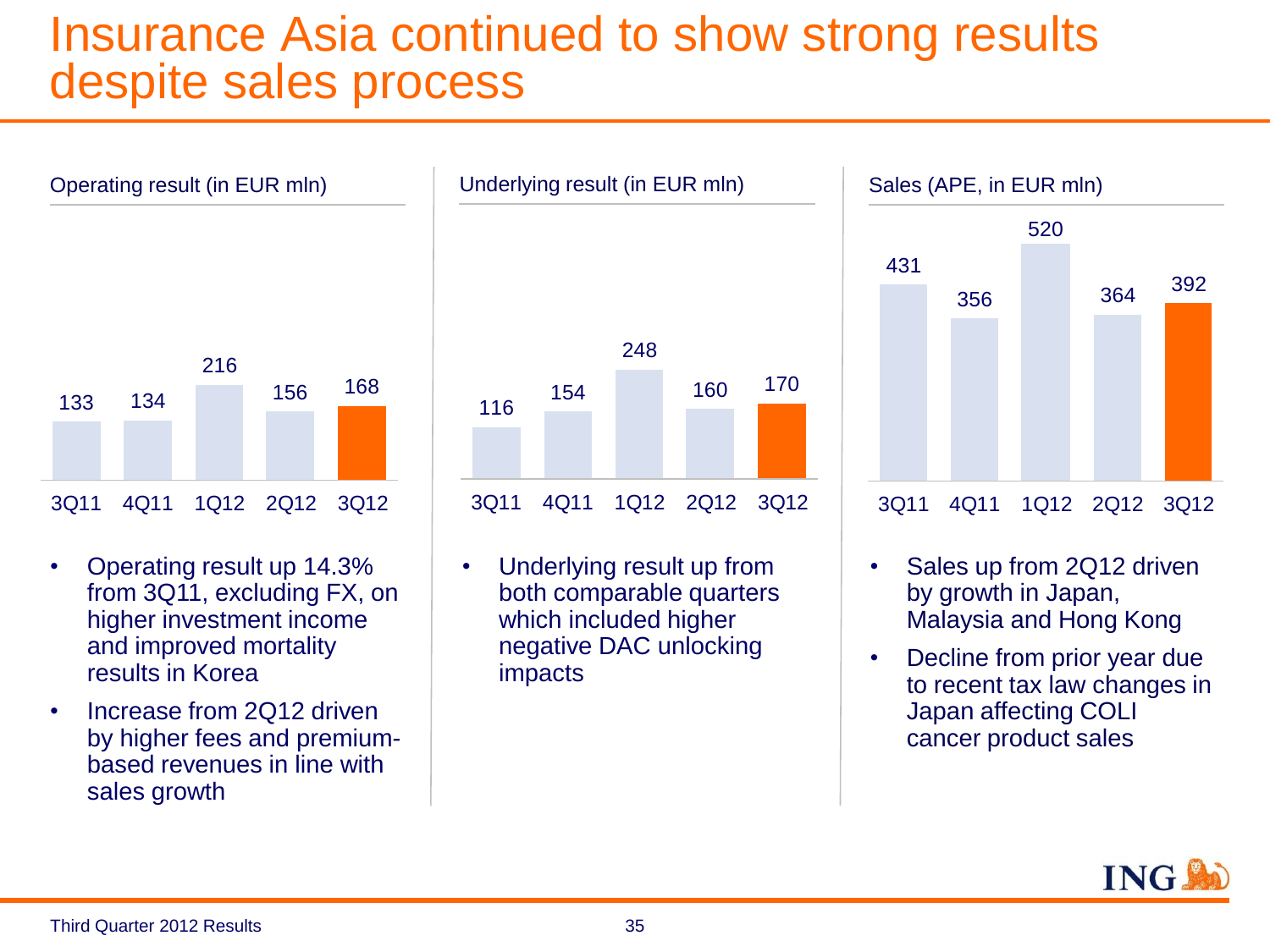# Insurance Asia continued to show strong results despite sales process

**Operating result (in EUR mln)**

| 3Q11 | 4Q11 | 1Q12 | 2Q12 | 3Q12 |
|---|---|---|---|---|
| 133 | 134 | 216 | 156 | 168 |

- Operating result up 14.3% from 3Q11, excluding FX, on higher investment income and improved mortality results in Korea
- Increase from 2Q12 driven by higher fees and premium-based revenues in line with sales growth

**Underlying result (in EUR mln)**

| 3Q11 | 4Q11 | 1Q12 | 2Q12 | 3Q12 |
|---|---|---|---|---|
| 116 | 154 | 248 | 160 | 170 |

- Underlying result up from both comparable quarters which included higher negative DAC unlocking impacts

**Sales (APE, in EUR mln)**

| 3Q11 | 4Q11 | 1Q12 | 2Q12 | 3Q12 |
|---|---|---|---|---|
| 431 | 356 | 520 | 364 | 392 |

- Sales up from 2Q12 driven by growth in Japan, Malaysia and Hong Kong
- Decline from prior year due to recent tax law changes in Japan affecting COLI cancer product sales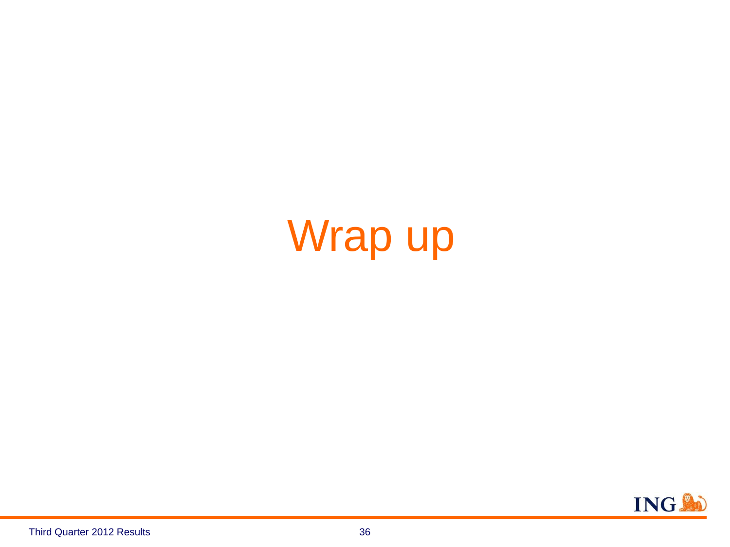# Wrap up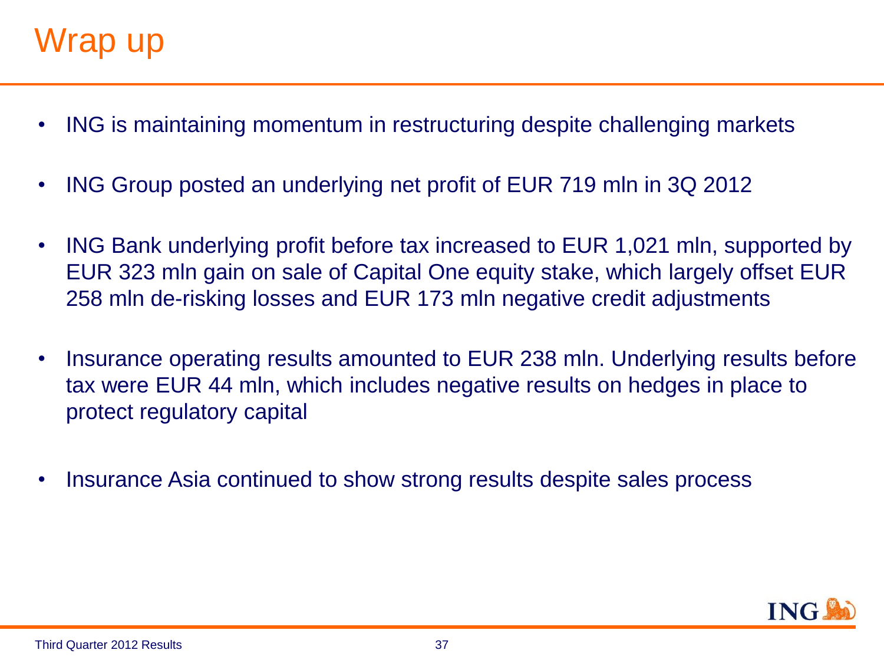# Wrap up

- ING is maintaining momentum in restructuring despite challenging markets
- ING Group posted an underlying net profit of EUR 719 mln in 3Q 2012
- ING Bank underlying profit before tax increased to EUR 1,021 mln, supported by EUR 323 mln gain on sale of Capital One equity stake, which largely offset EUR 258 mln de-risking losses and EUR 173 mln negative credit adjustments
- Insurance operating results amounted to EUR 238 mln. Underlying results before tax were EUR 44 mln, which includes negative results on hedges in place to protect regulatory capital
- Insurance Asia continued to show strong results despite sales process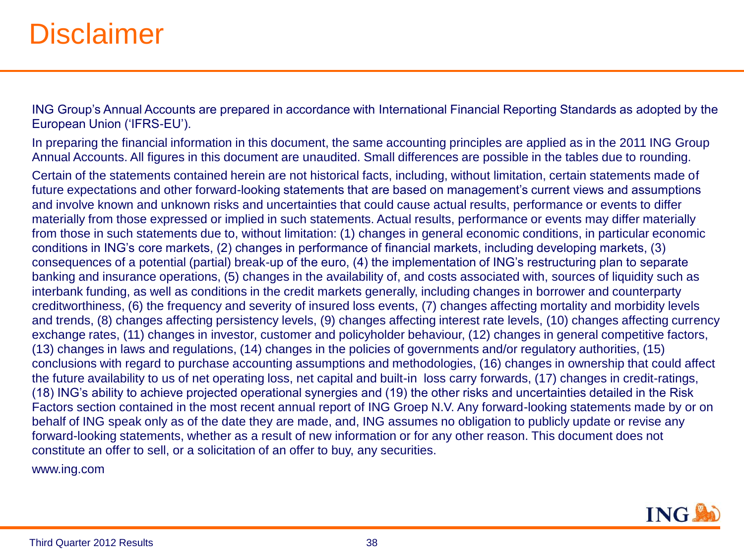# Disclaimer

ING Group's Annual Accounts are prepared in accordance with International Financial Reporting Standards as adopted by the European Union ('IFRS-EU').

In preparing the financial information in this document, the same accounting principles are applied as in the 2011 ING Group Annual Accounts. All figures in this document are unaudited. Small differences are possible in the tables due to rounding.

Certain of the statements contained herein are not historical facts, including, without limitation, certain statements made of future expectations and other forward-looking statements that are based on management's current views and assumptions and involve known and unknown risks and uncertainties that could cause actual results, performance or events to differ materially from those expressed or implied in such statements. Actual results, performance or events may differ materially from those in such statements due to, without limitation: (1) changes in general economic conditions, in particular economic conditions in ING's core markets, (2) changes in performance of financial markets, including developing markets, (3) consequences of a potential (partial) break-up of the euro, (4) the implementation of ING's restructuring plan to separate banking and insurance operations, (5) changes in the availability of, and costs associated with, sources of liquidity such as interbank funding, as well as conditions in the credit markets generally, including changes in borrower and counterparty creditworthiness, (6) the frequency and severity of insured loss events, (7) changes affecting mortality and morbidity levels and trends, (8) changes affecting persistency levels, (9) changes affecting interest rate levels, (10) changes affecting currency exchange rates, (11) changes in investor, customer and policyholder behaviour, (12) changes in general competitive factors, (13) changes in laws and regulations, (14) changes in the policies of governments and/or regulatory authorities, (15) conclusions with regard to purchase accounting assumptions and methodologies, (16) changes in ownership that could affect the future availability to us of net operating loss, net capital and built-in loss carry forwards, (17) changes in credit-ratings, (18) ING's ability to achieve projected operational synergies and (19) the other risks and uncertainties detailed in the Risk Factors section contained in the most recent annual report of ING Groep N.V. Any forward-looking statements made by or on behalf of ING speak only as of the date they are made, and, ING assumes no obligation to publicly update or revise any forward-looking statements, whether as a result of new information or for any other reason. This document does not constitute an offer to sell, or a solicitation of an offer to buy, any securities.

www.ing.com